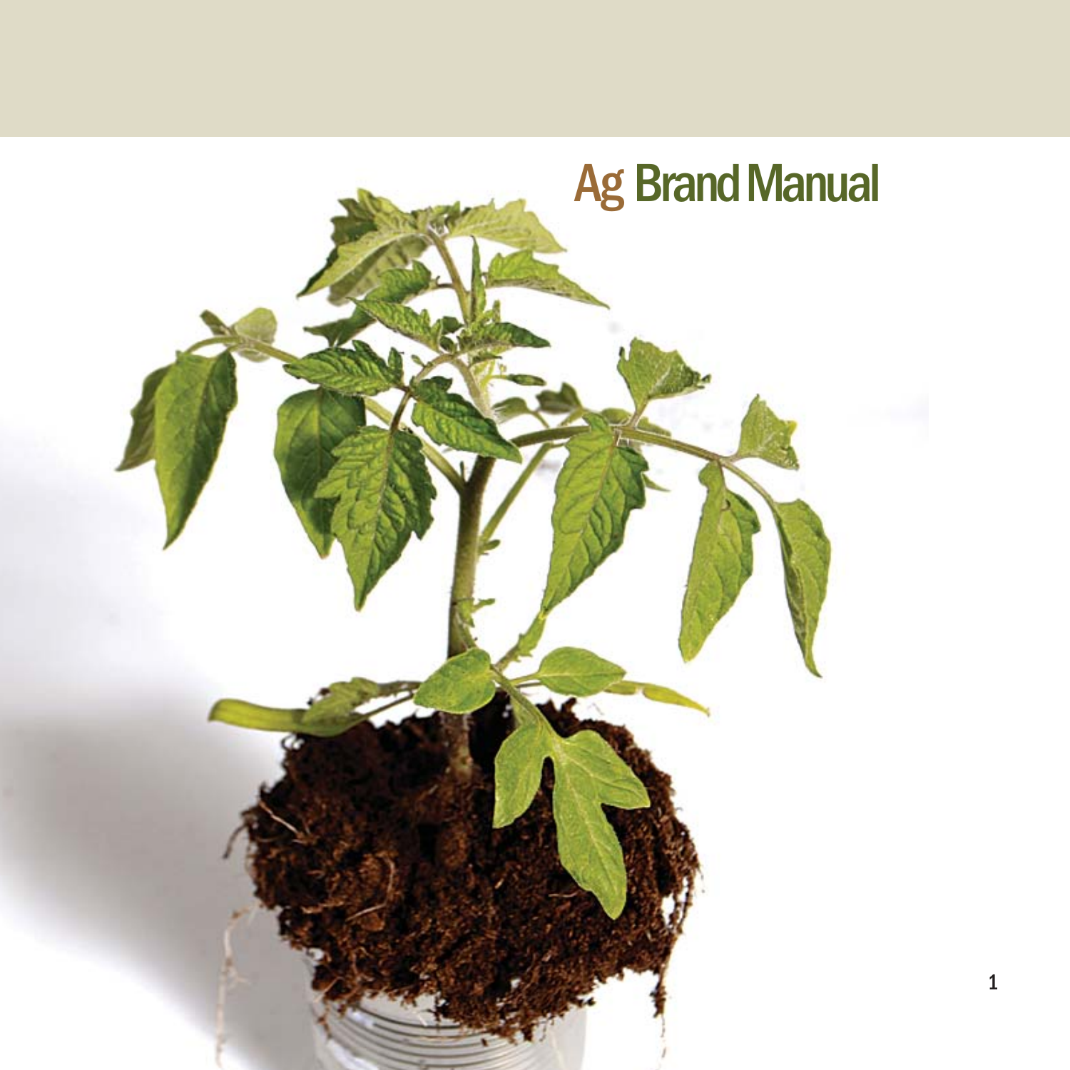# Ag Brand Manual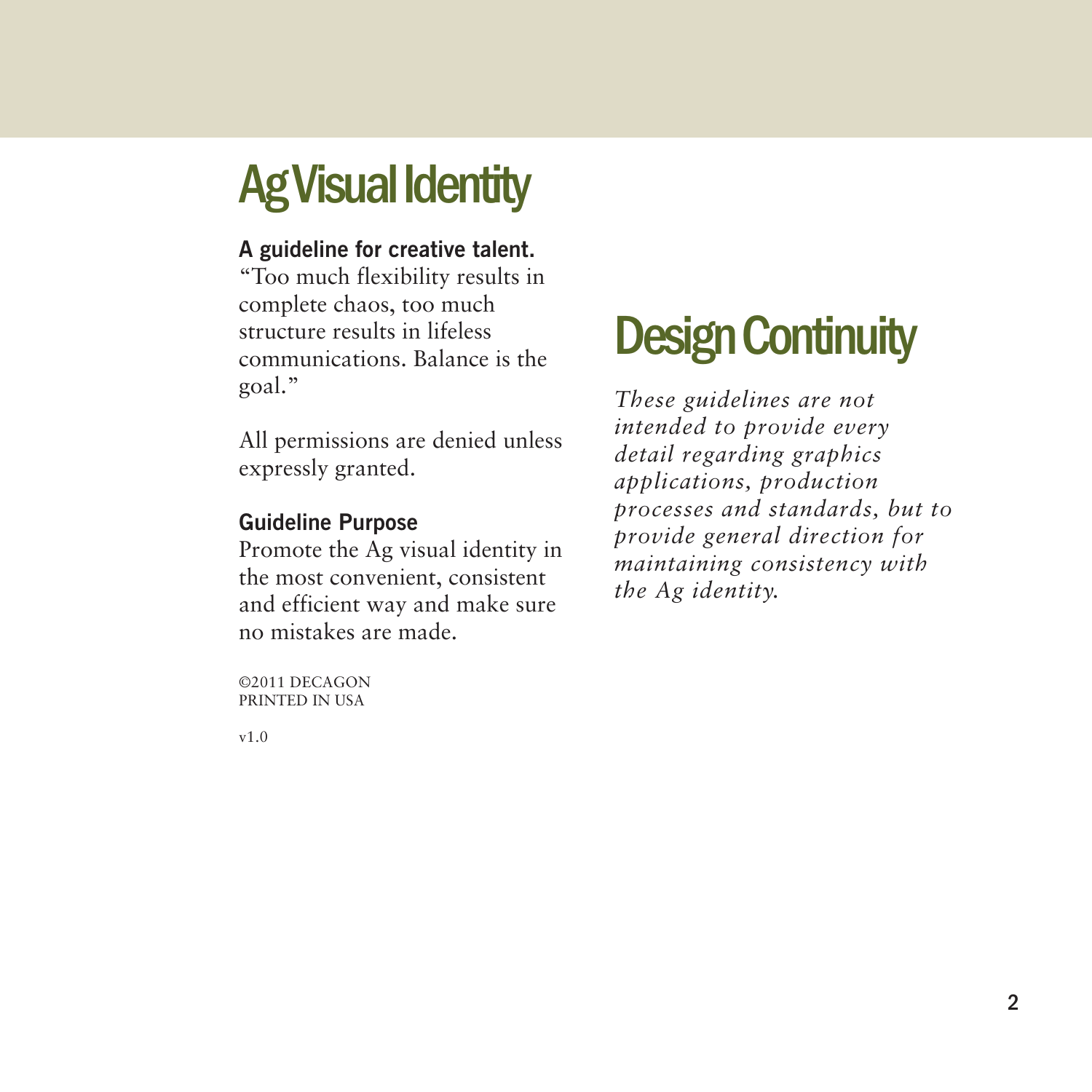# Ag Visual Identity

**A guideline for creative talent.**
"Too much flexibility results in complete chaos, too much structure results in lifeless communications. Balance is the goal."

All permissions are denied unless expressly granted.

**Guideline Purpose**
Promote the Ag visual identity in the most convenient, consistent and efficient way and make sure no mistakes are made.

©2011 DECAGON
PRINTED IN USA

v1.0

# Design Continuity

*These guidelines are not intended to provide every detail regarding graphics applications, production processes and standards, but to provide general direction for maintaining consistency with the Ag identity.*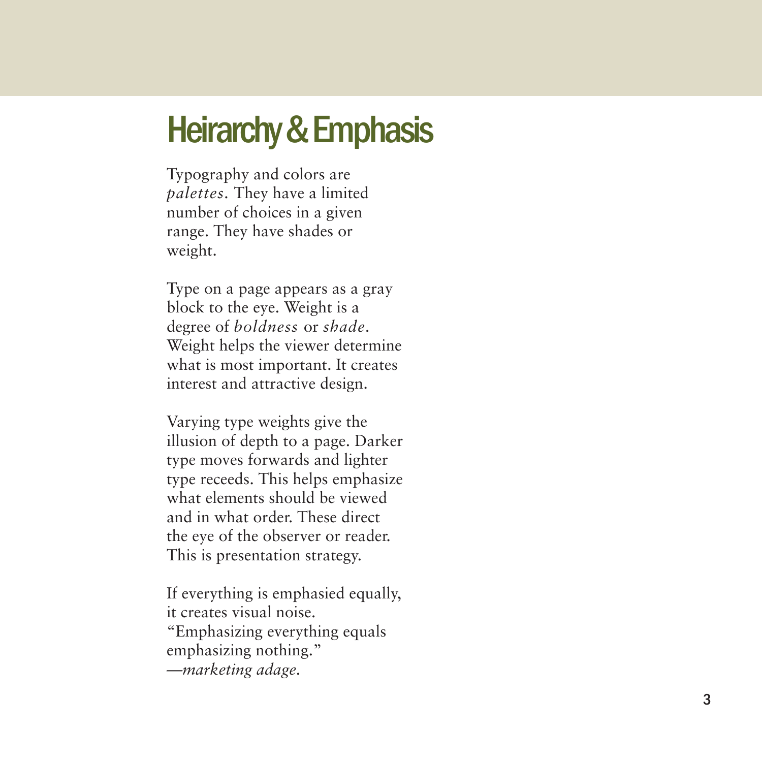# Heirarchy & Emphasis

Typography and colors are *palettes*. They have a limited number of choices in a given range. They have shades or weight.

Type on a page appears as a gray block to the eye. Weight is a degree of *boldness* or *shade*. Weight helps the viewer determine what is most important. It creates interest and attractive design.

Varying type weights give the illusion of depth to a page. Darker type moves forwards and lighter type receeds. This helps emphasize what elements should be viewed and in what order. These direct the eye of the observer or reader. This is presentation strategy.

If everything is emphasied equally, it creates visual noise.
"Emphasizing everything equals emphasizing nothing."
—*marketing adage.*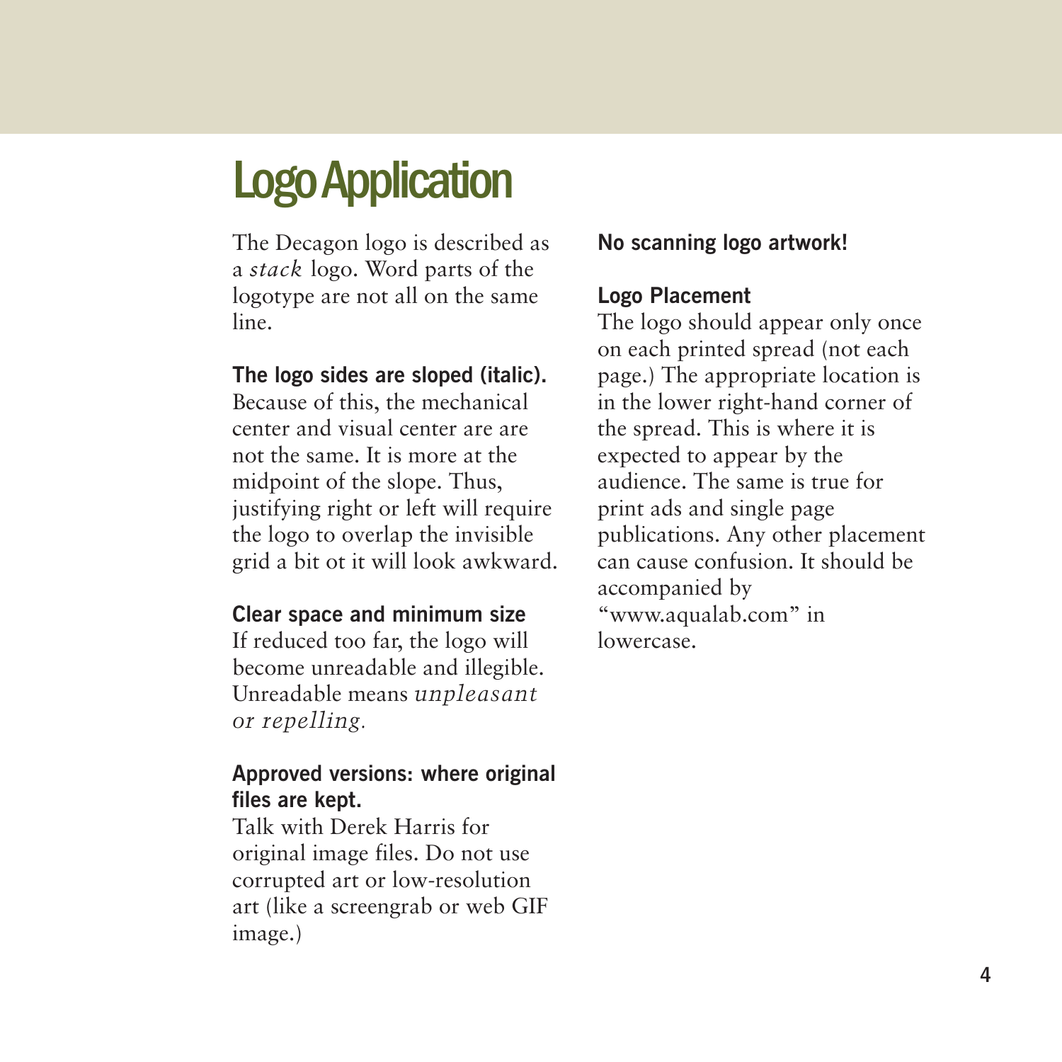# Logo Application

The Decagon logo is described as a *stack* logo. Word parts of the logotype are not all on the same line.

**The logo sides are sloped (italic).**
Because of this, the mechanical center and visual center are are not the same. It is more at the midpoint of the slope. Thus, justifying right or left will require the logo to overlap the invisible grid a bit ot it will look awkward.

**Clear space and minimum size**
If reduced too far, the logo will become unreadable and illegible. Unreadable means *unpleasant or repelling.*

**Approved versions: where original files are kept.**
Talk with Derek Harris for original image files. Do not use corrupted art or low-resolution art (like a screengrab or web GIF image.)

**No scanning logo artwork!**

**Logo Placement**
The logo should appear only once on each printed spread (not each page.) The appropriate location is in the lower right-hand corner of the spread. This is where it is expected to appear by the audience. The same is true for print ads and single page publications. Any other placement can cause confusion. It should be accompanied by "www.aqualab.com" in lowercase.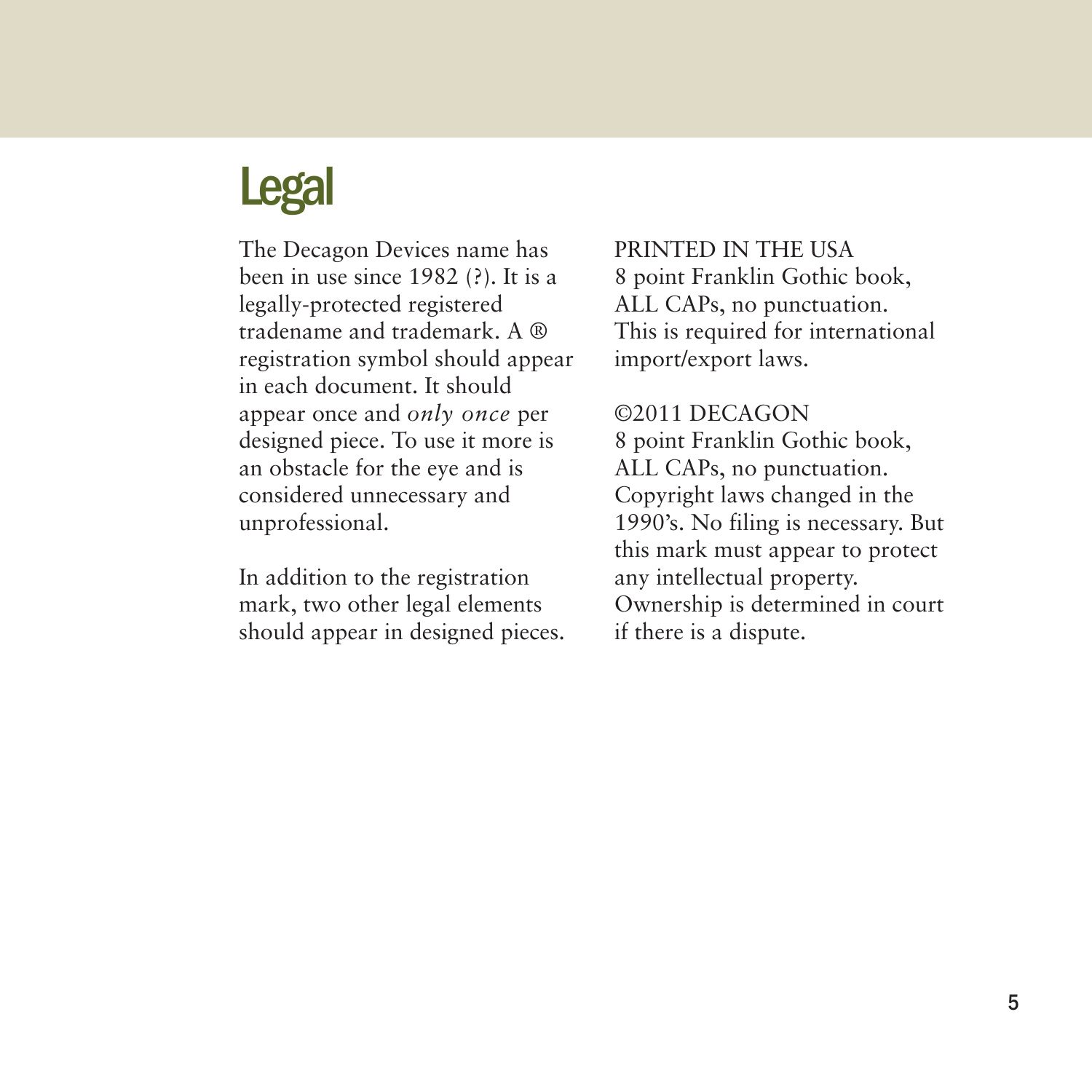# Legal

The Decagon Devices name has been in use since 1982 (?). It is a legally-protected registered tradename and trademark. A ® registration symbol should appear in each document. It should appear once and *only once* per designed piece. To use it more is an obstacle for the eye and is considered unnecessary and unprofessional.

In addition to the registration mark, two other legal elements should appear in designed pieces.

PRINTED IN THE USA
8 point Franklin Gothic book, ALL CAPs, no punctuation. This is required for international import/export laws.

©2011 DECAGON
8 point Franklin Gothic book, ALL CAPs, no punctuation. Copyright laws changed in the 1990's. No filing is necessary. But this mark must appear to protect any intellectual property. Ownership is determined in court if there is a dispute.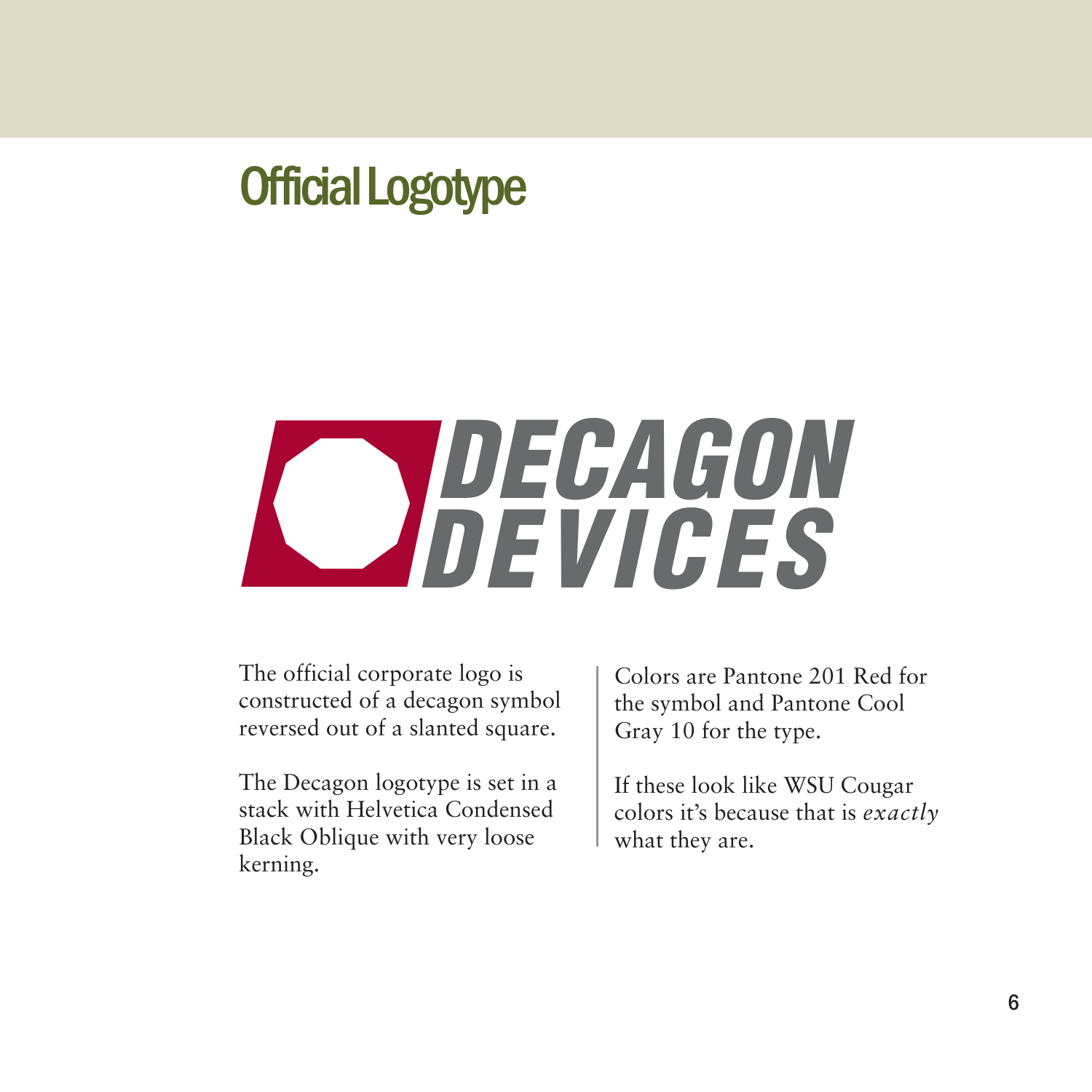# Official Logotype

DECAGON DEVICES

The official corporate logo is constructed of a decagon symbol reversed out of a slanted square.

The Decagon logotype is set in a stack with Helvetica Condensed Black Oblique with very loose kerning.

Colors are Pantone 201 Red for the symbol and Pantone Cool Gray 10 for the type.

If these look like WSU Cougar colors it's because that is *exactly* what they are.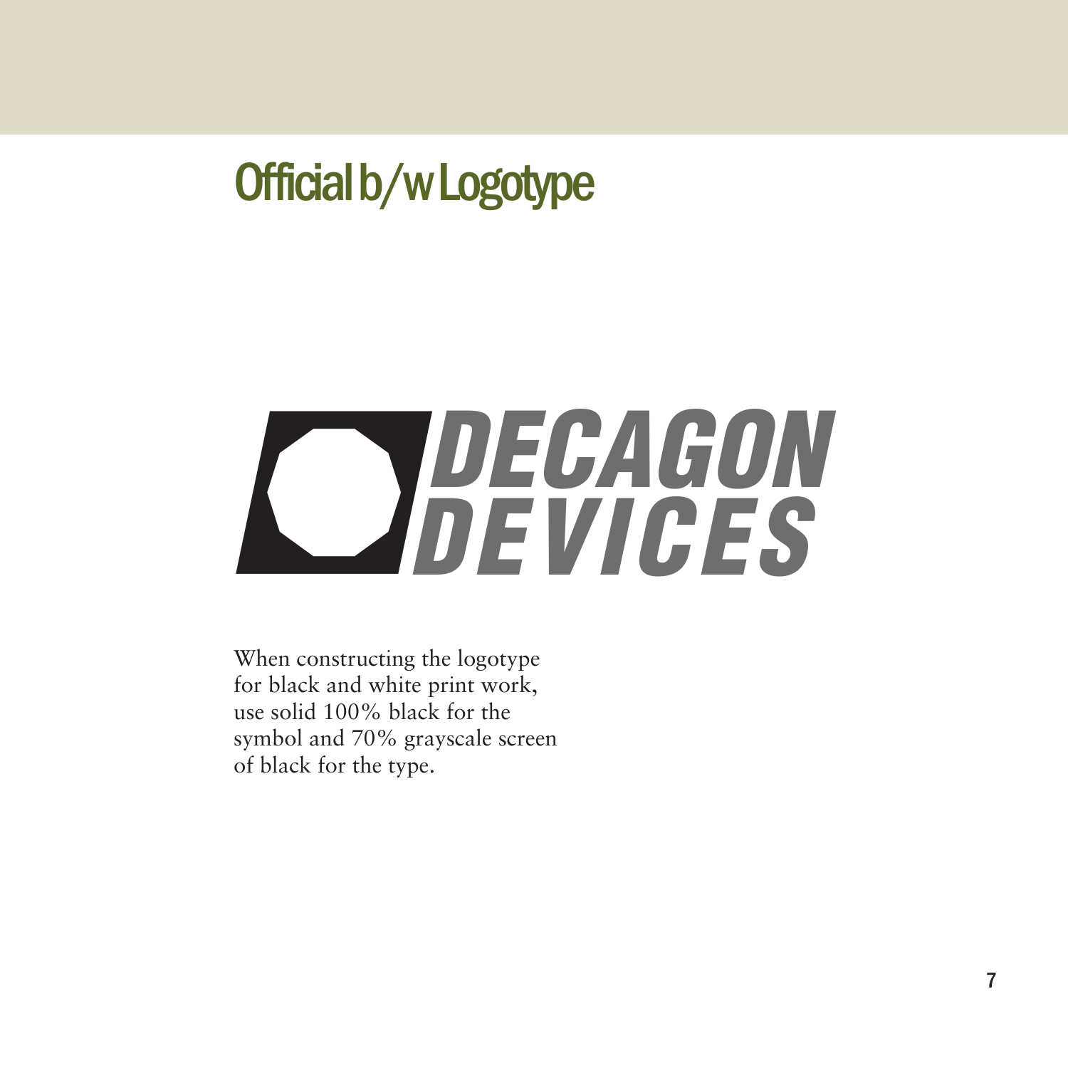# Official b/w Logotype

DECAGON
DEVICES

When constructing the logotype for black and white print work, use solid 100% black for the symbol and 70% grayscale screen of black for the type.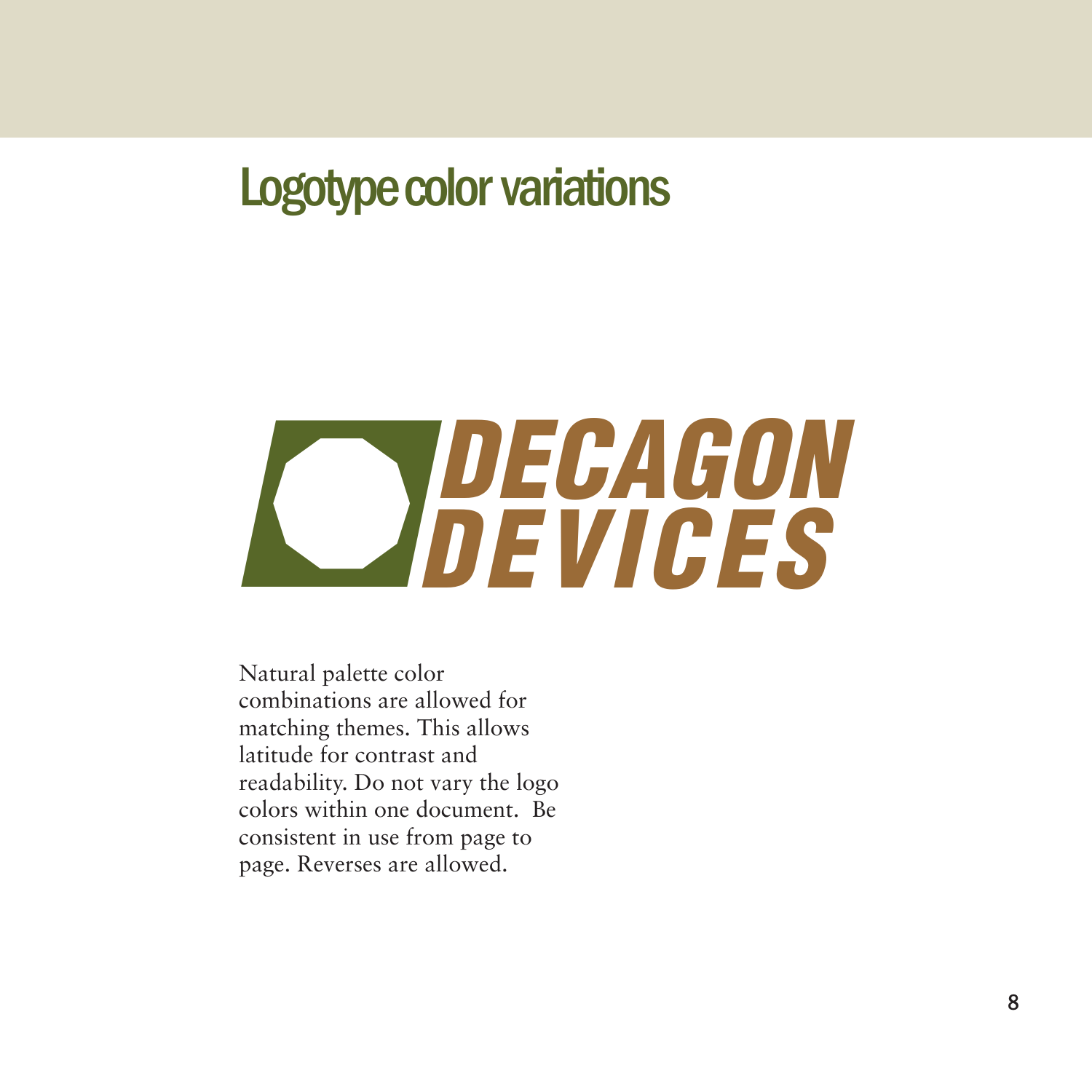# Logotype color variations

DECAGON DEVICES

Natural palette color combinations are allowed for matching themes. This allows latitude for contrast and readability. Do not vary the logo colors within one document. Be consistent in use from page to page. Reverses are allowed.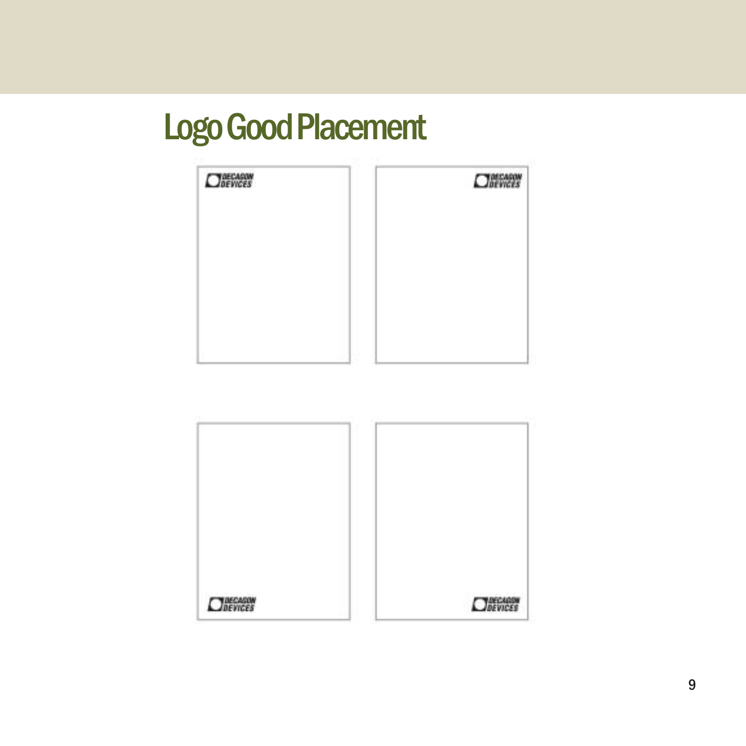# Logo Good Placement

DECAGON DEVICES

DECAGON DEVICES

DECAGON DEVICES

DECAGON DEVICES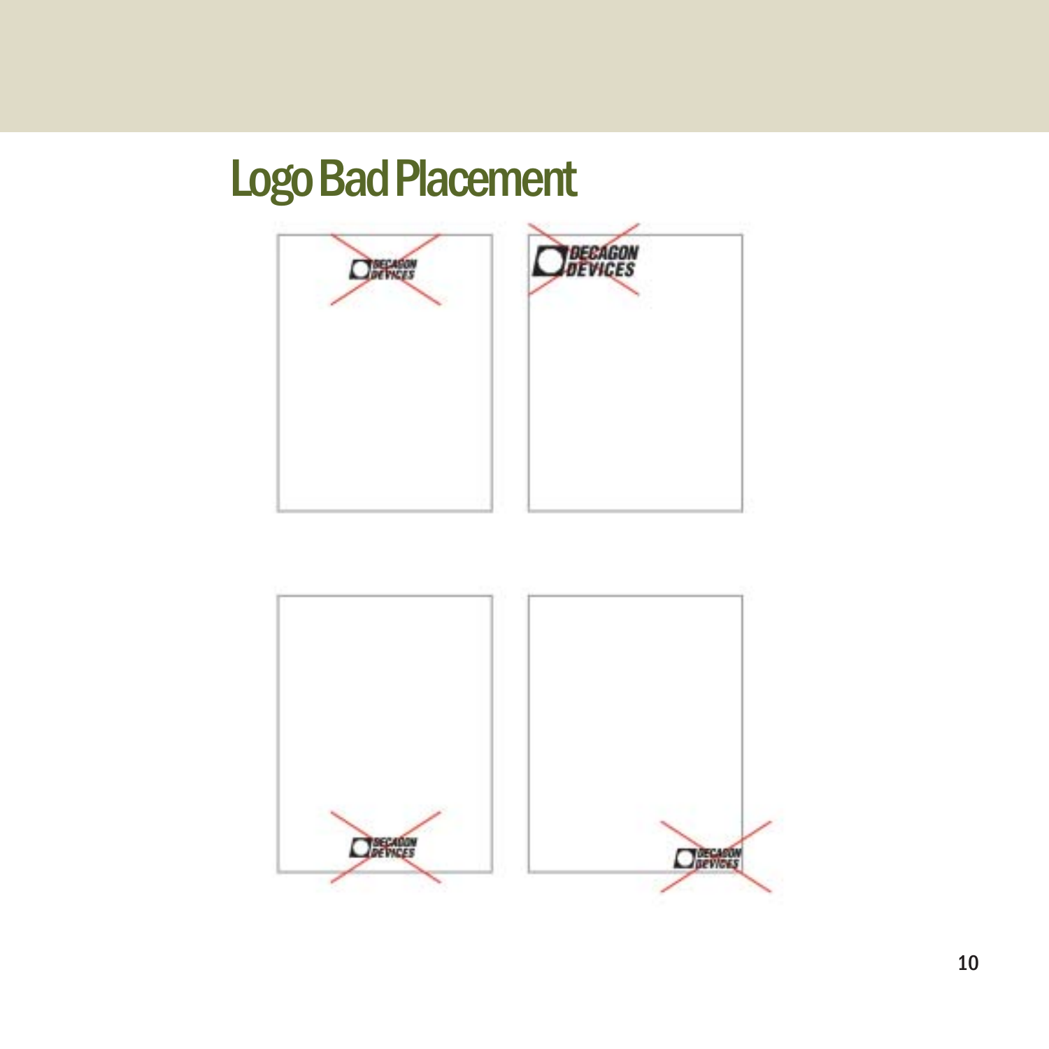# Logo Bad Placement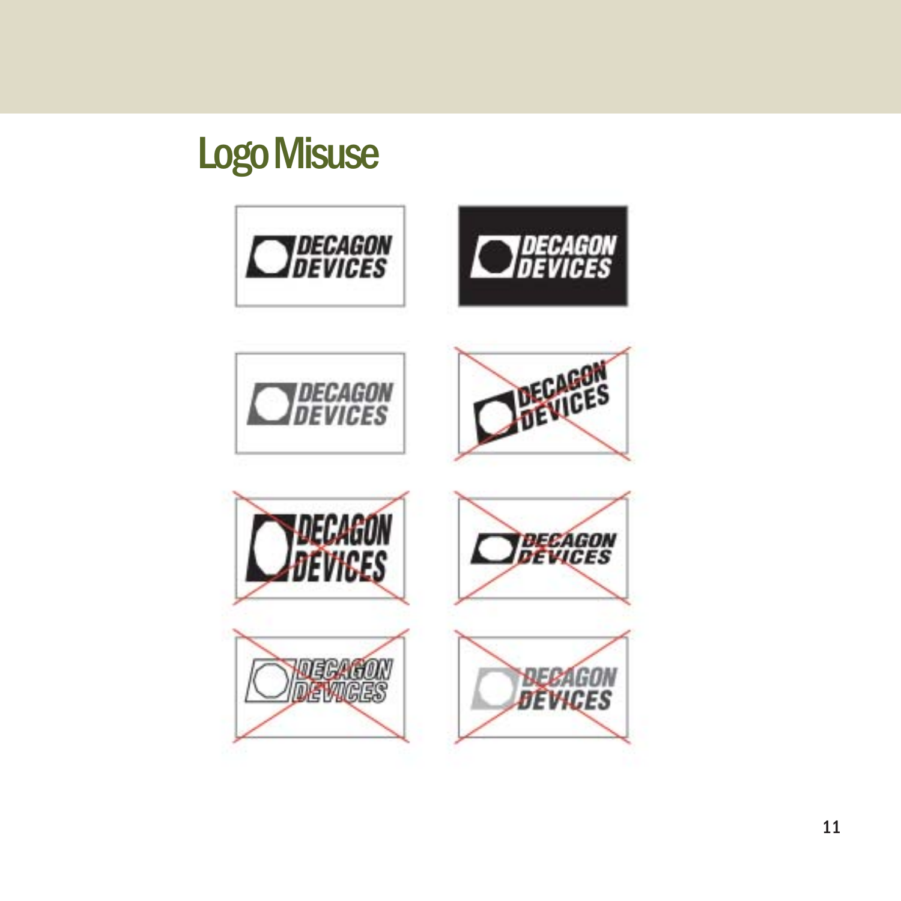# Logo Misuse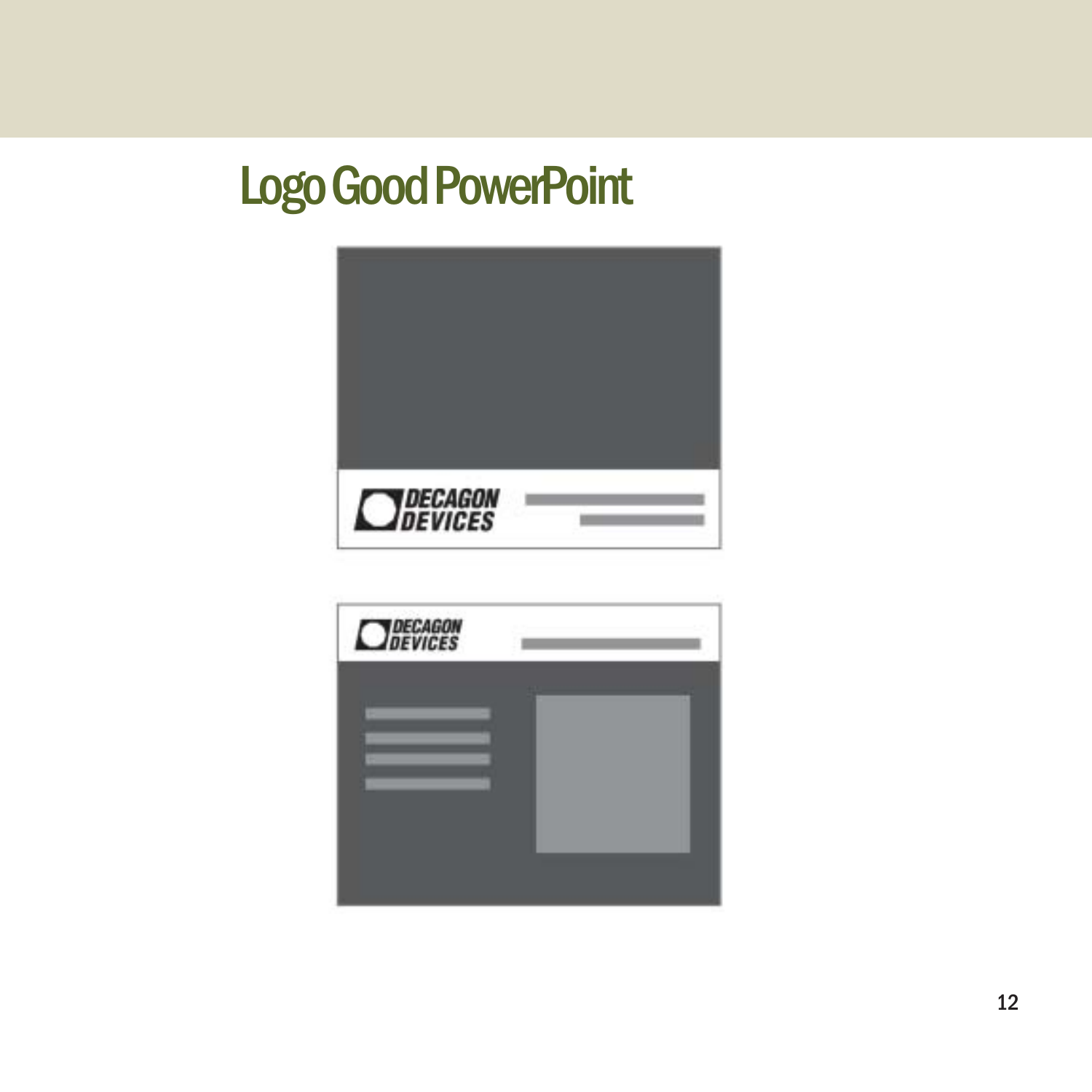# Logo Good PowerPoint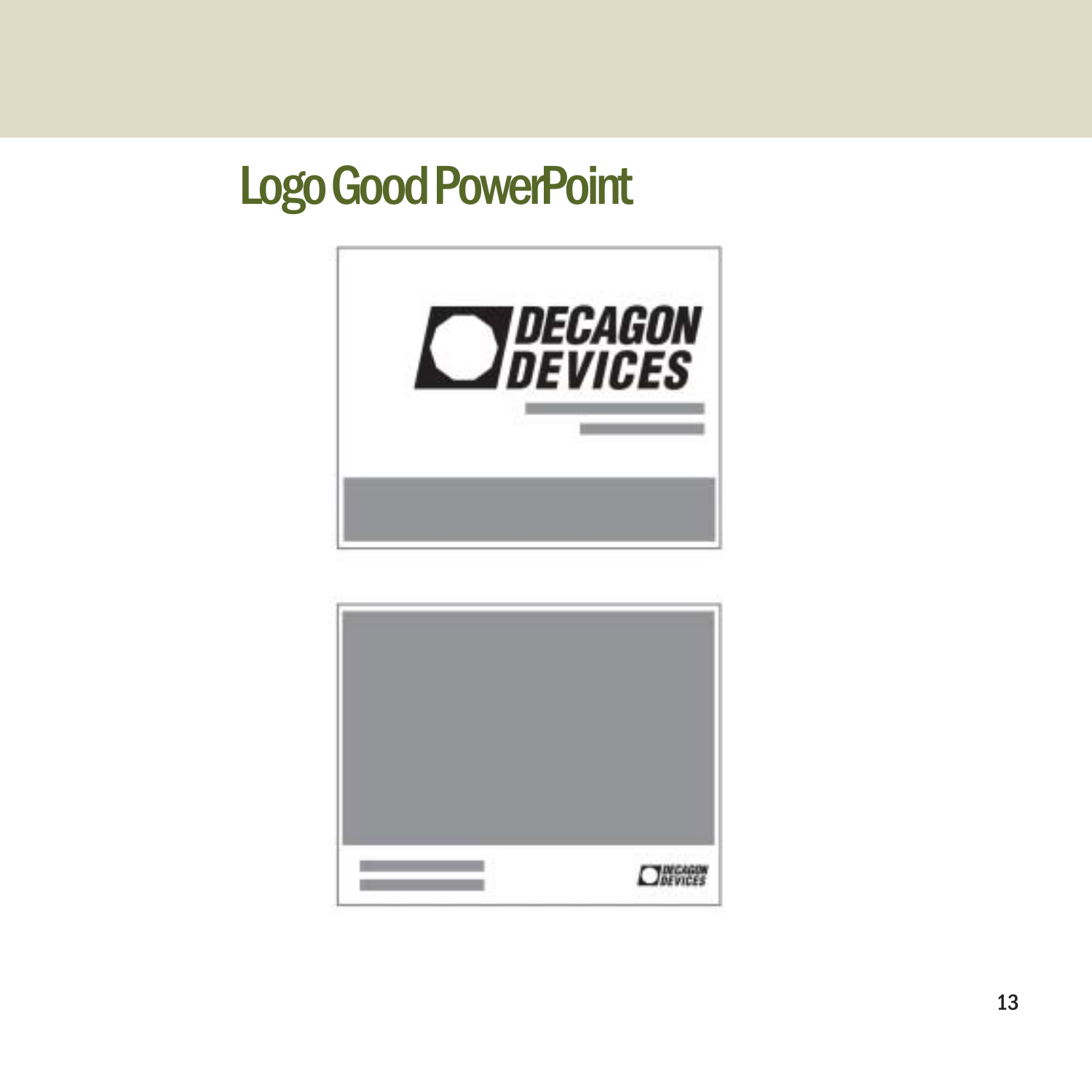# Logo Good PowerPoint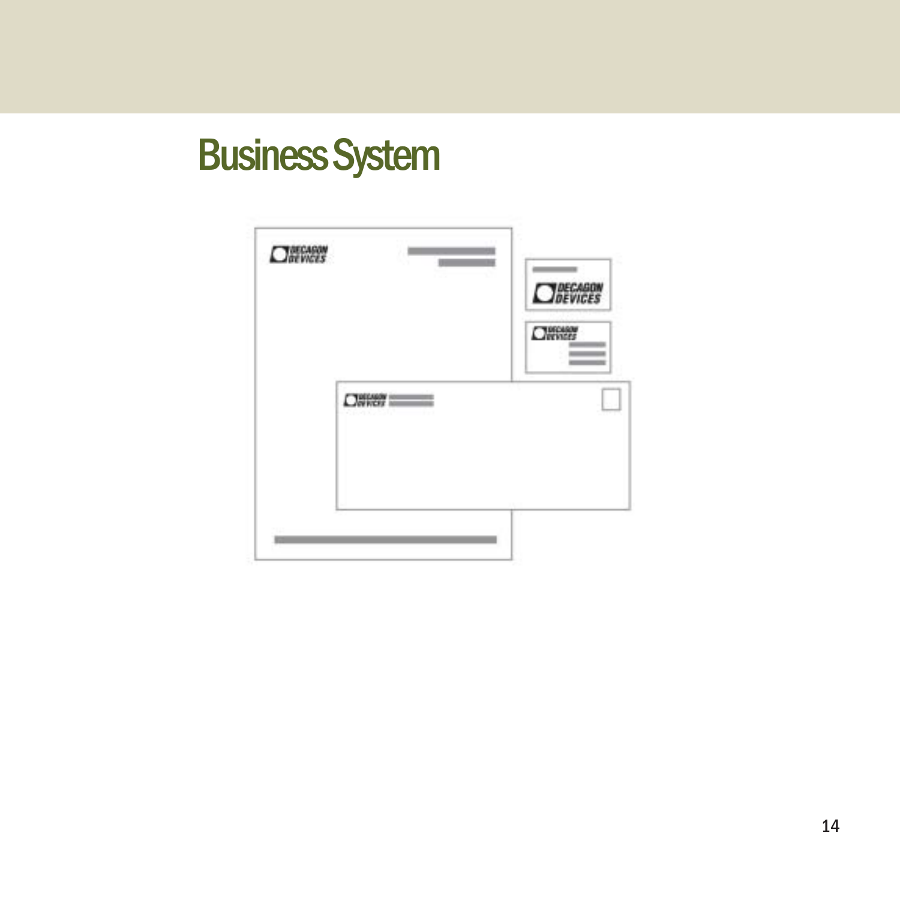# Business System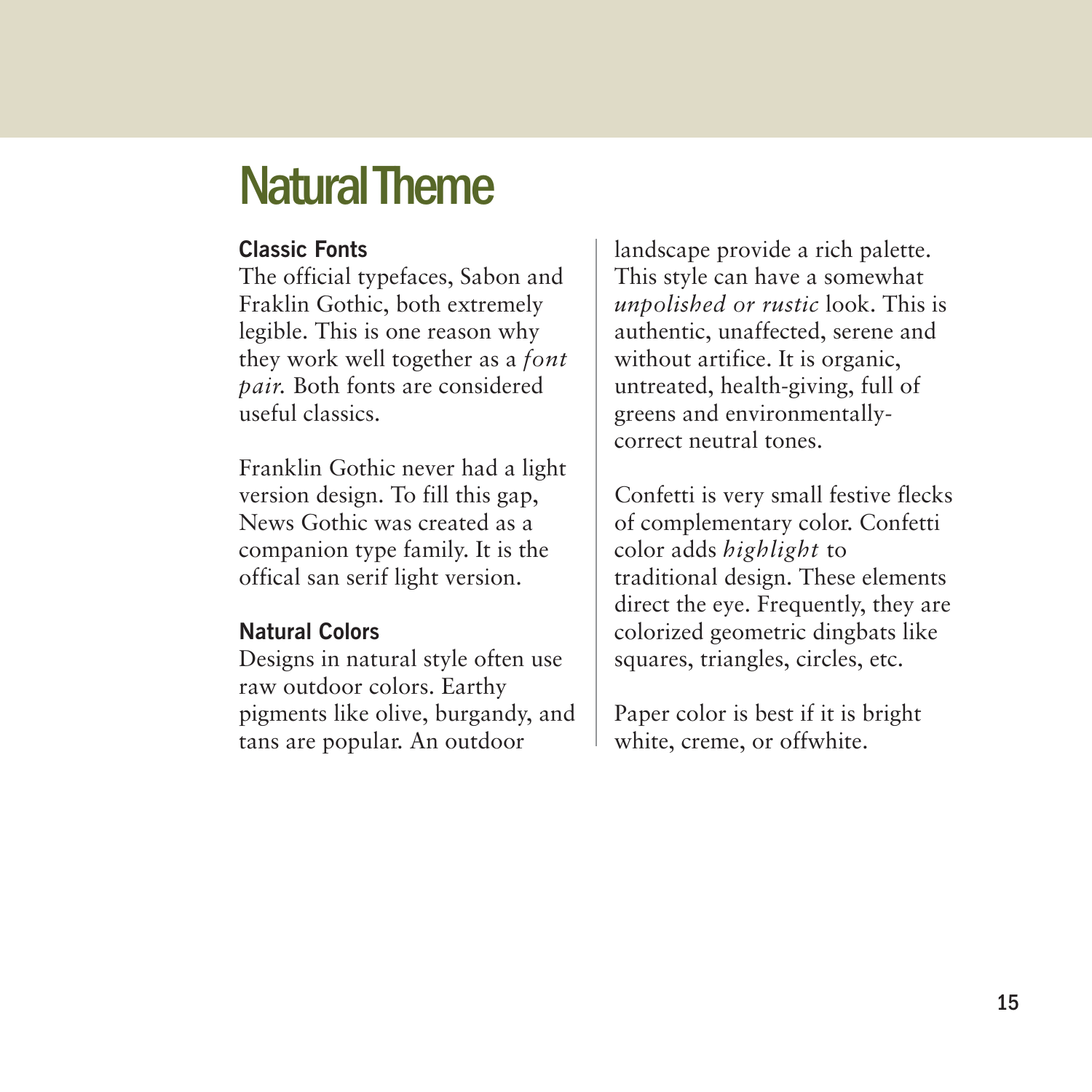# Natural Theme

### Classic Fonts

The official typefaces, Sabon and Fraklin Gothic, both extremely legible. This is one reason why they work well together as a *font pair.* Both fonts are considered useful classics.

Franklin Gothic never had a light version design. To fill this gap, News Gothic was created as a companion type family. It is the offical san serif light version.

### Natural Colors

Designs in natural style often use raw outdoor colors. Earthy pigments like olive, burgandy, and tans are popular. An outdoor landscape provide a rich palette. This style can have a somewhat *unpolished or rustic* look. This is authentic, unaffected, serene and without artifice. It is organic, untreated, health-giving, full of greens and environmentally-correct neutral tones.

Confetti is very small festive flecks of complementary color. Confetti color adds *highlight* to traditional design. These elements direct the eye. Frequently, they are colorized geometric dingbats like squares, triangles, circles, etc.

Paper color is best if it is bright white, creme, or offwhite.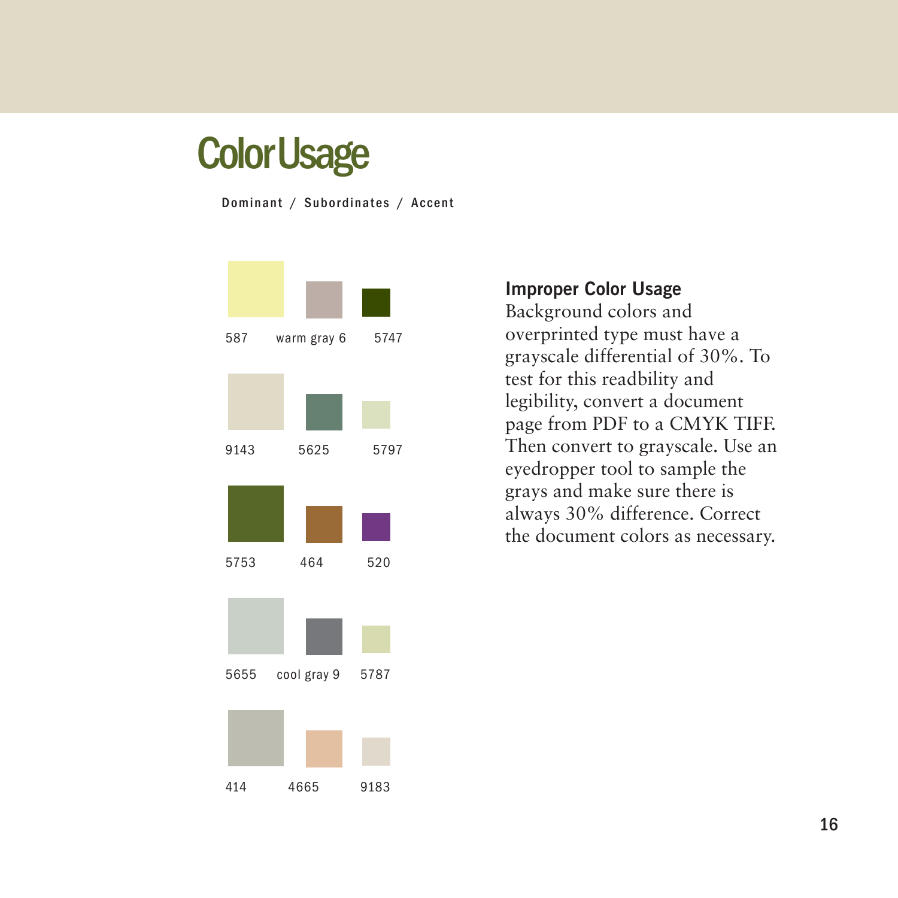# Color Usage

**Dominant / Subordinates / Accent**

| Dominant | Subordinates | Accent |
|---|---|---|
| 587 | warm gray 6 | 5747 |
| 9143 | 5625 | 5797 |
| 5753 | 464 | 520 |
| 5655 | cool gray 9 | 5787 |
| 414 | 4665 | 9183 |

### Improper Color Usage

Background colors and overprinted type must have a grayscale differential of 30%. To test for this readbility and legibility, convert a document page from PDF to a CMYK TIFF. Then convert to grayscale. Use an eyedropper tool to sample the grays and make sure there is always 30% difference. Correct the document colors as necessary.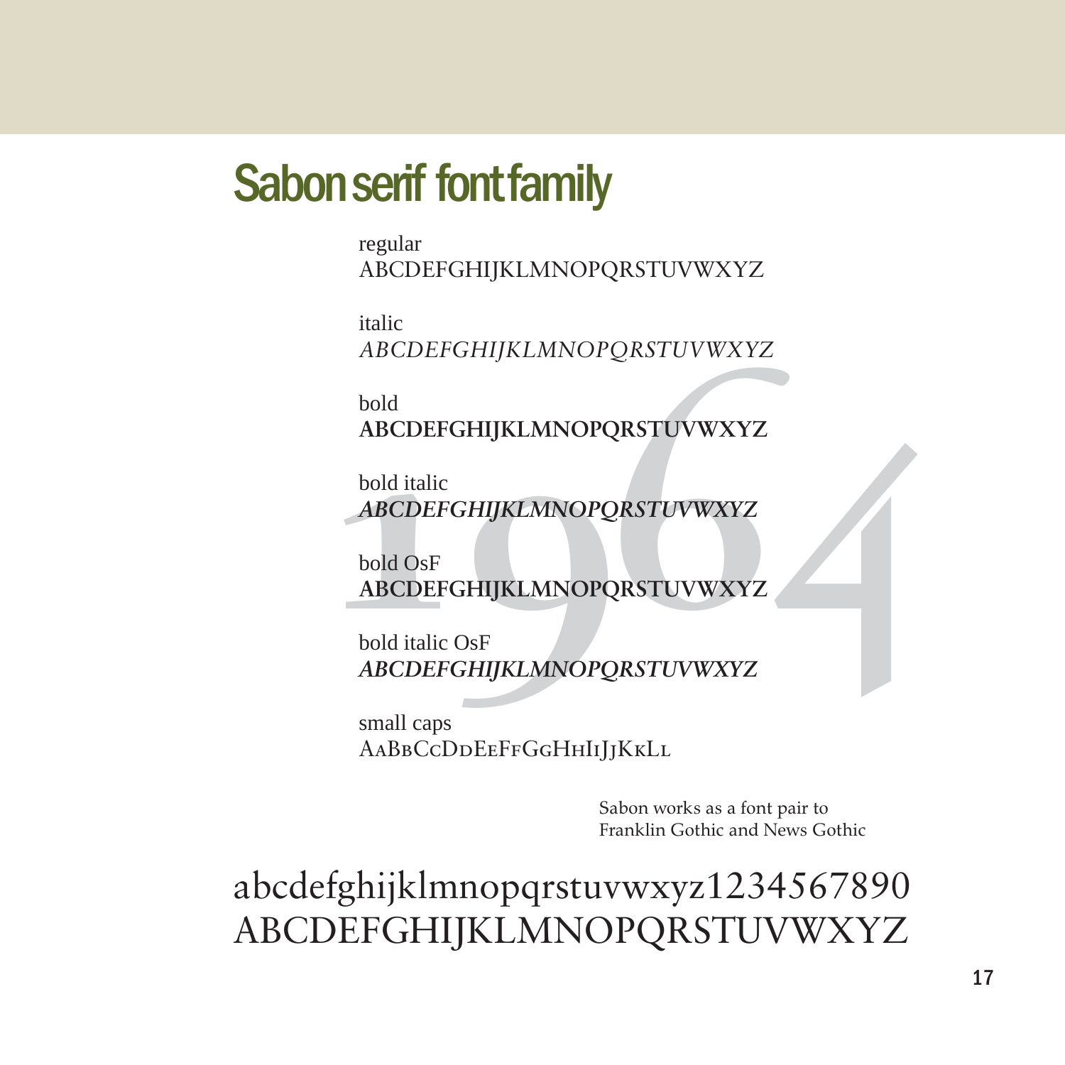# Sabon serif font family

regular
ABCDEFGHIJKLMNOPQRSTUVWXYZ

italic
*ABCDEFGHIJKLMNOPQRSTUVWXYZ*

bold
**ABCDEFGHIJKLMNOPQRSTUVWXYZ**

bold italic
***ABCDEFGHIJKLMNOPQRSTUVWXYZ***

bold OsF
**ABCDEFGHIJKLMNOPQRSTUVWXYZ**

bold italic OsF
***ABCDEFGHIJKLMNOPQRSTUVWXYZ***

small caps
AaBbCcDdEeFfGgHhIiJjKkLl

1964

Sabon works as a font pair to Franklin Gothic and News Gothic

abcdefghijklmnopqrstuvwxyz1234567890
ABCDEFGHIJKLMNOPQRSTUVWXYZ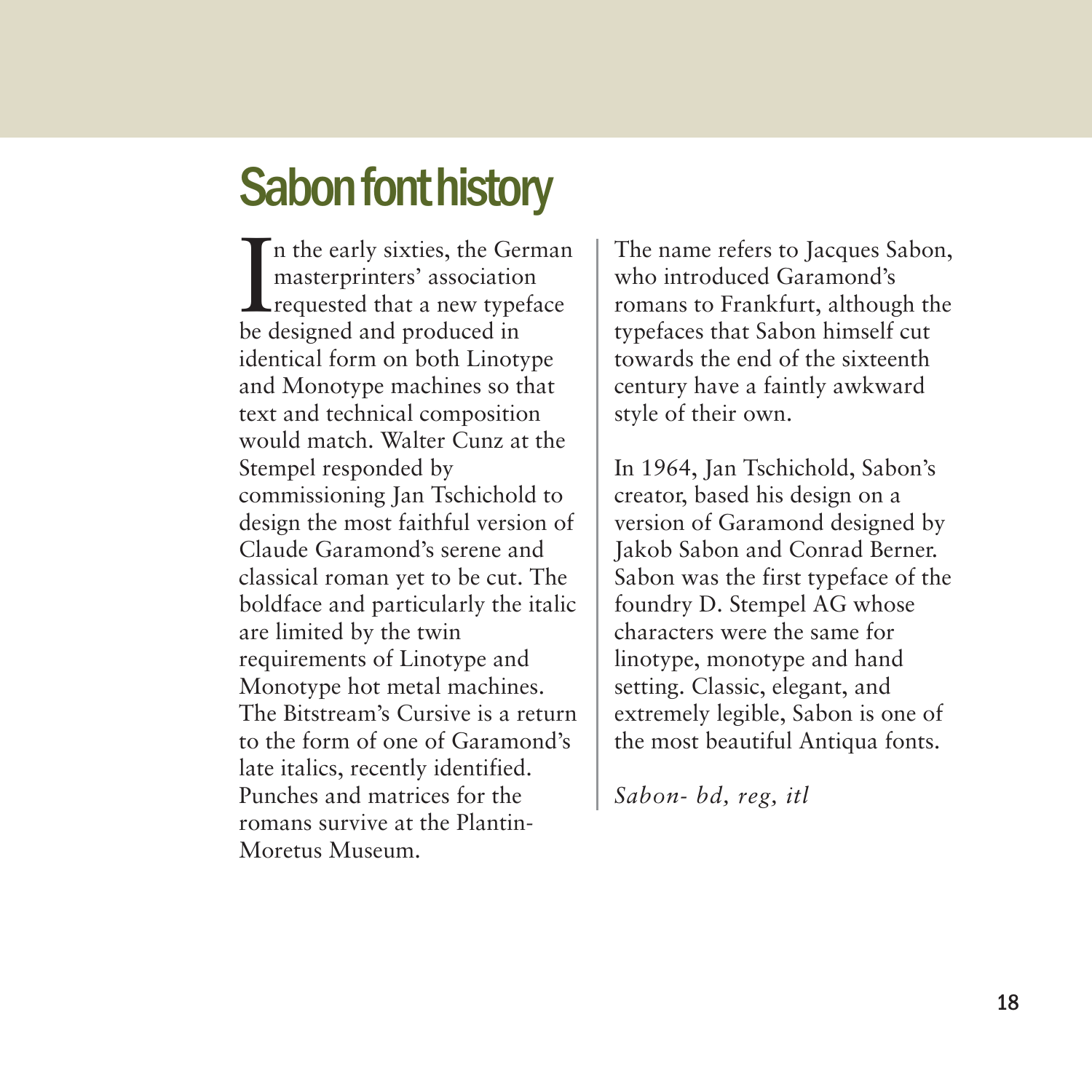# Sabon font history

In the early sixties, the German masterprinters' association requested that a new typeface be designed and produced in identical form on both Linotype and Monotype machines so that text and technical composition would match. Walter Cunz at the Stempel responded by commissioning Jan Tschichold to design the most faithful version of Claude Garamond's serene and classical roman yet to be cut. The boldface and particularly the italic are limited by the twin requirements of Linotype and Monotype hot metal machines. The Bitstream's Cursive is a return to the form of one of Garamond's late italics, recently identified. Punches and matrices for the romans survive at the Plantin-Moretus Museum.

The name refers to Jacques Sabon, who introduced Garamond's romans to Frankfurt, although the typefaces that Sabon himself cut towards the end of the sixteenth century have a faintly awkward style of their own.

In 1964, Jan Tschichold, Sabon's creator, based his design on a version of Garamond designed by Jakob Sabon and Conrad Berner. Sabon was the first typeface of the foundry D. Stempel AG whose characters were the same for linotype, monotype and hand setting. Classic, elegant, and extremely legible, Sabon is one of the most beautiful Antiqua fonts.

*Sabon- bd, reg, itl*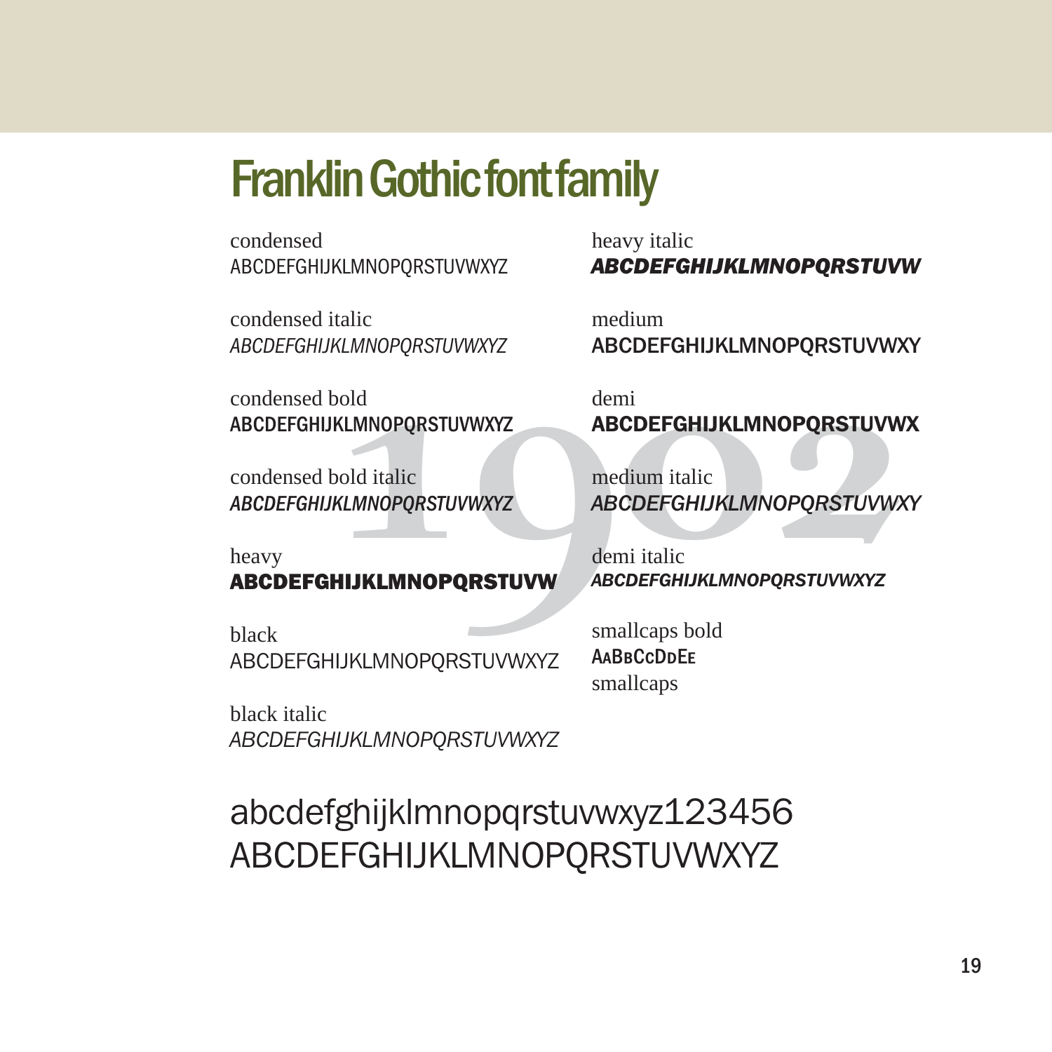# Franklin Gothic font family

condensed
ABCDEFGHIJKLMNOPQRSTUVWXYZ

condensed italic
*ABCDEFGHIJKLMNOPQRSTUVWXYZ*

condensed bold
**ABCDEFGHIJKLMNOPQRSTUVWXYZ**

condensed bold italic
***ABCDEFGHIJKLMNOPQRSTUVWXYZ***

heavy
**ABCDEFGHIJKLMNOPQRSTUVW**

black
ABCDEFGHIJKLMNOPQRSTUVWXYZ

black italic
*ABCDEFGHIJKLMNOPQRSTUVWXYZ*

heavy italic
***ABCDEFGHIJKLMNOPQRSTUVW***

medium
ABCDEFGHIJKLMNOPQRSTUVWXY

demi
**ABCDEFGHIJKLMNOPQRSTUVWX**

medium italic
*ABCDEFGHIJKLMNOPQRSTUVWXY*

demi italic
***ABCDEFGHIJKLMNOPQRSTUVWXYZ***

smallcaps bold
**AaBbCcDdEe**
smallcaps

1902

abcdefghijklmnopqrstuvwxyz123456
ABCDEFGHIJKLMNOPQRSTUVWXYZ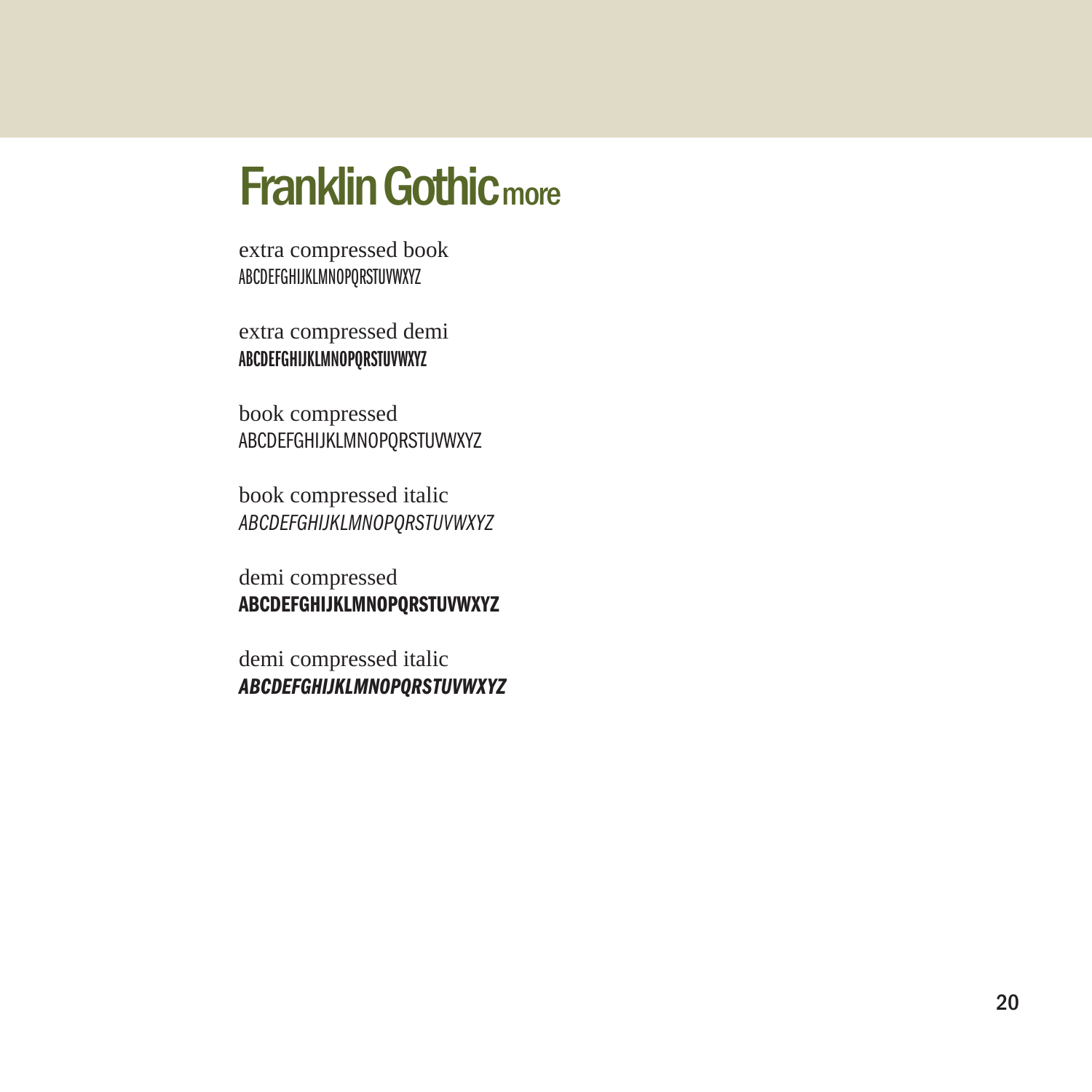# Franklin Gothic more

extra compressed book
ABCDEFGHIJKLMNOPQRSTUVWXYZ

extra compressed demi
**ABCDEFGHIJKLMNOPQRSTUVWXYZ**

book compressed
ABCDEFGHIJKLMNOPQRSTUVWXYZ

book compressed italic
*ABCDEFGHIJKLMNOPQRSTUVWXYZ*

demi compressed
**ABCDEFGHIJKLMNOPQRSTUVWXYZ**

demi compressed italic
***ABCDEFGHIJKLMNOPQRSTUVWXYZ***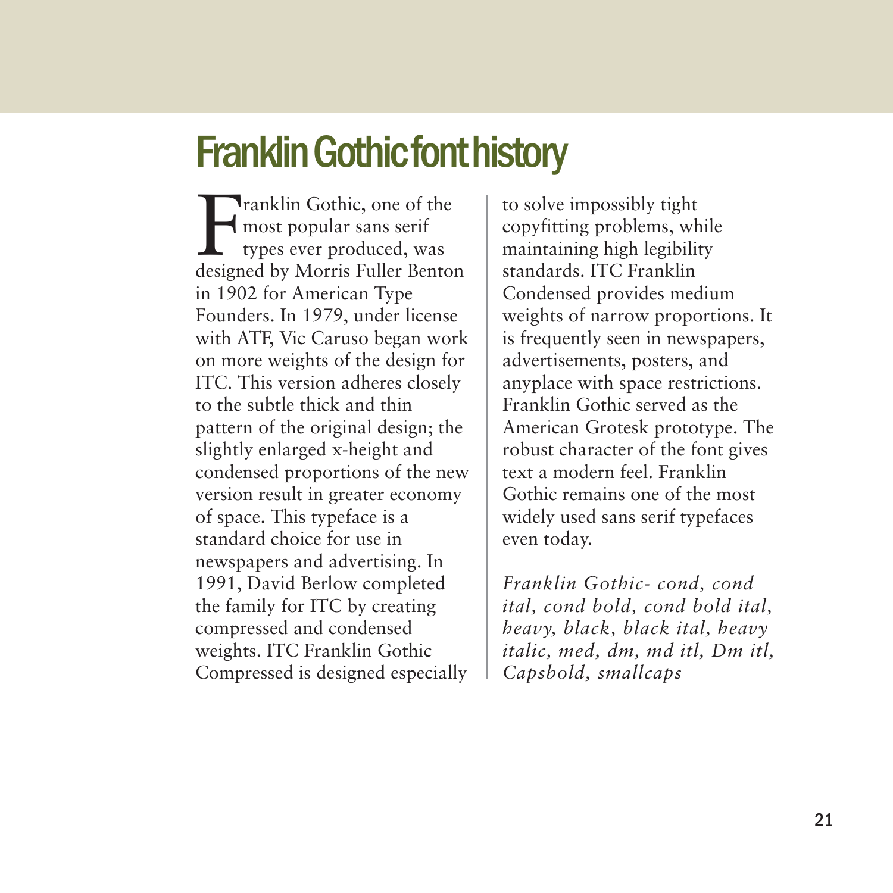# Franklin Gothic font history

Franklin Gothic, one of the most popular sans serif types ever produced, was designed by Morris Fuller Benton in 1902 for American Type Founders. In 1979, under license with ATF, Vic Caruso began work on more weights of the design for ITC. This version adheres closely to the subtle thick and thin pattern of the original design; the slightly enlarged x-height and condensed proportions of the new version result in greater economy of space. This typeface is a standard choice for use in newspapers and advertising. In 1991, David Berlow completed the family for ITC by creating compressed and condensed weights. ITC Franklin Gothic Compressed is designed especially to solve impossibly tight copyfitting problems, while maintaining high legibility standards. ITC Franklin Condensed provides medium weights of narrow proportions. It is frequently seen in newspapers, advertisements, posters, and anyplace with space restrictions. Franklin Gothic served as the American Grotesk prototype. The robust character of the font gives text a modern feel. Franklin Gothic remains one of the most widely used sans serif typefaces even today.

*Franklin Gothic- cond, cond ital, cond bold, cond bold ital, heavy, black, black ital, heavy italic, med, dm, md itl, Dm itl, Capsbold, smallcaps*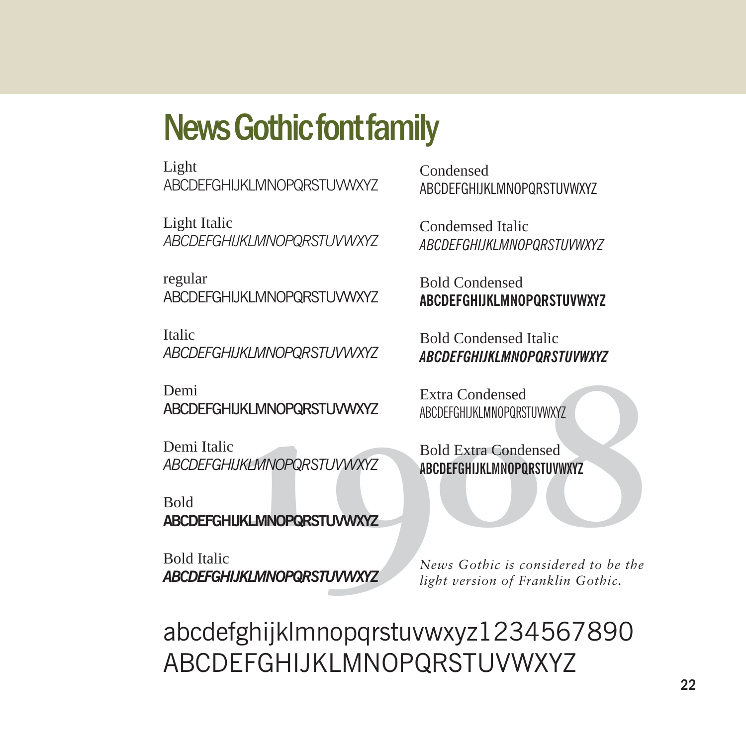# News Gothic font family

Light
ABCDEFGHIJKLMNOPQRSTUVWXYZ

Light Italic
*ABCDEFGHIJKLMNOPQRSTUVWXYZ*

regular
ABCDEFGHIJKLMNOPQRSTUVWXYZ

Italic
*ABCDEFGHIJKLMNOPQRSTUVWXYZ*

Demi
ABCDEFGHIJKLMNOPQRSTUVWXYZ

Demi Italic
*ABCDEFGHIJKLMNOPQRSTUVWXYZ*

Bold
**ABCDEFGHIJKLMNOPQRSTUVWXYZ**

Bold Italic
***ABCDEFGHIJKLMNOPQRSTUVWXYZ***

Condensed
ABCDEFGHIJKLMNOPQRSTUVWXYZ

Condemsed Italic
*ABCDEFGHIJKLMNOPQRSTUVWXYZ*

Bold Condensed
**ABCDEFGHIJKLMNOPQRSTUVWXYZ**

Bold Condensed Italic
***ABCDEFGHIJKLMNOPQRSTUVWXYZ***

Extra Condensed
ABCDEFGHIJKLMNOPQRSTUVWXYZ

Bold Extra Condensed
**ABCDEFGHIJKLMNOPQRSTUVWXYZ**

1908

*News Gothic is considered to be the light version of Franklin Gothic.*

abcdefghijklmnopqrstuvwxyz1234567890
ABCDEFGHIJKLMNOPQRSTUVWXYZ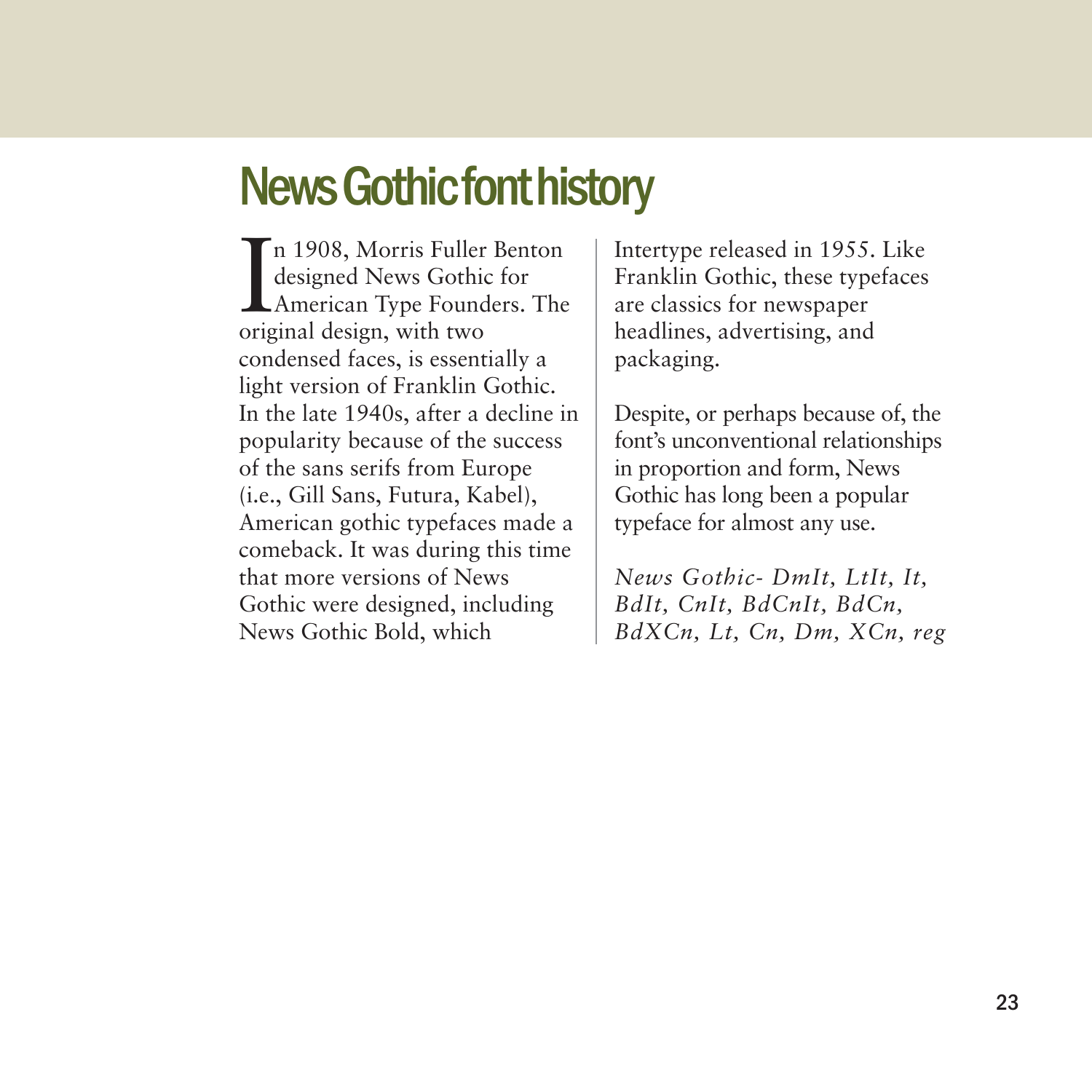# News Gothic font history

In 1908, Morris Fuller Benton designed News Gothic for American Type Founders. The original design, with two condensed faces, is essentially a light version of Franklin Gothic. In the late 1940s, after a decline in popularity because of the success of the sans serifs from Europe (i.e., Gill Sans, Futura, Kabel), American gothic typefaces made a comeback. It was during this time that more versions of News Gothic were designed, including News Gothic Bold, which Intertype released in 1955. Like Franklin Gothic, these typefaces are classics for newspaper headlines, advertising, and packaging.

Despite, or perhaps because of, the font's unconventional relationships in proportion and form, News Gothic has long been a popular typeface for almost any use.

*News Gothic- DmIt, LtIt, It, BdIt, CnIt, BdCnIt, BdCn, BdXCn, Lt, Cn, Dm, XCn, reg*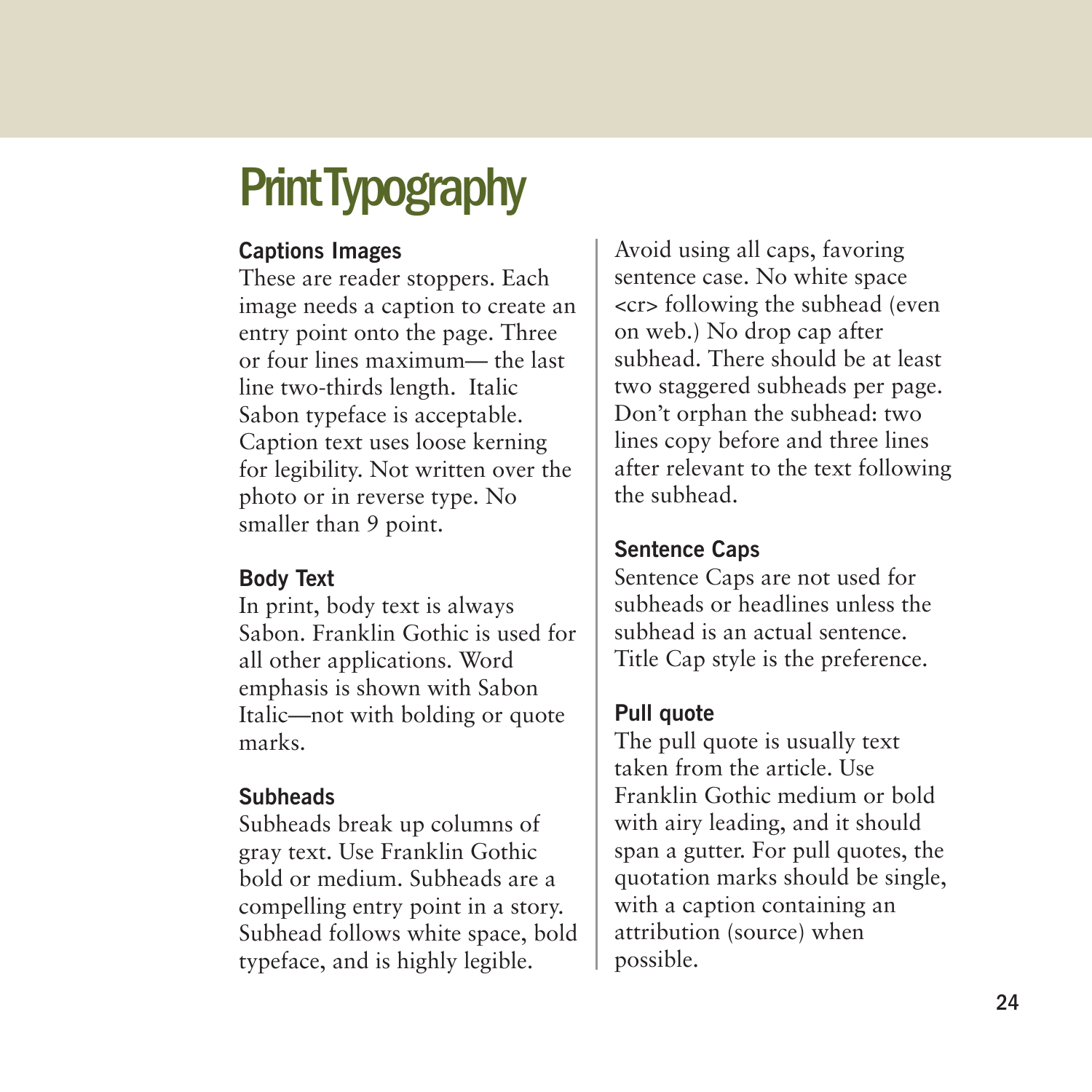# Print Typography

### Captions Images

These are reader stoppers. Each image needs a caption to create an entry point onto the page. Three or four lines maximum— the last line two-thirds length.  Italic Sabon typeface is acceptable. Caption text uses loose kerning for legibility. Not written over the photo or in reverse type. No smaller than 9 point.

### Body Text

In print, body text is always Sabon. Franklin Gothic is used for all other applications. Word emphasis is shown with Sabon Italic—not with bolding or quote marks.

### Subheads

Subheads break up columns of gray text. Use Franklin Gothic bold or medium. Subheads are a compelling entry point in a story. Subhead follows white space, bold typeface, and is highly legible. Avoid using all caps, favoring sentence case. No white space <cr> following the subhead (even on web.) No drop cap after subhead. There should be at least two staggered subheads per page. Don't orphan the subhead: two lines copy before and three lines after relevant to the text following the subhead.

### Sentence Caps

Sentence Caps are not used for subheads or headlines unless the subhead is an actual sentence. Title Cap style is the preference.

### Pull quote

The pull quote is usually text taken from the article. Use Franklin Gothic medium or bold with airy leading, and it should span a gutter. For pull quotes, the quotation marks should be single, with a caption containing an attribution (source) when possible.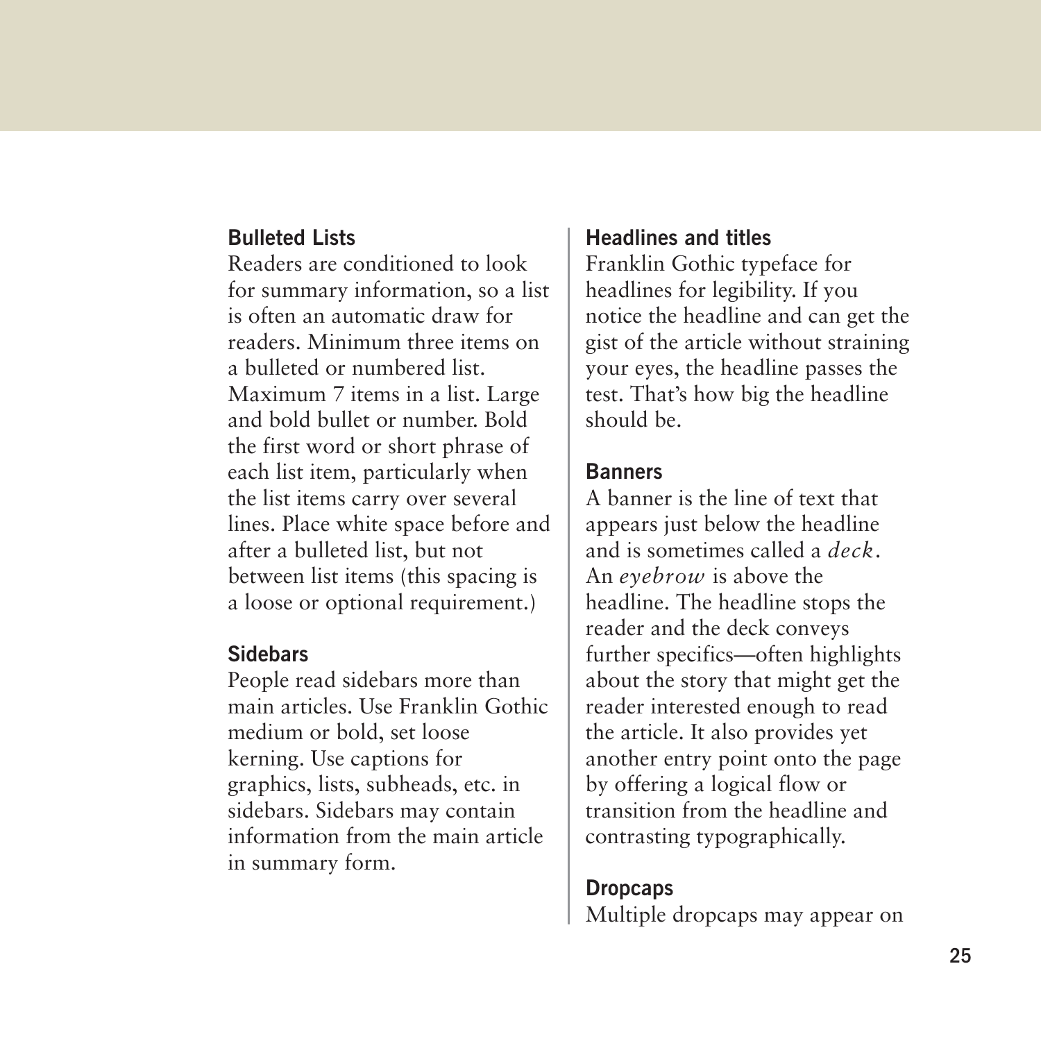### Bulleted Lists

Readers are conditioned to look for summary information, so a list is often an automatic draw for readers. Minimum three items on a bulleted or numbered list. Maximum 7 items in a list. Large and bold bullet or number. Bold the first word or short phrase of each list item, particularly when the list items carry over several lines. Place white space before and after a bulleted list, but not between list items (this spacing is a loose or optional requirement.)

### Sidebars

People read sidebars more than main articles. Use Franklin Gothic medium or bold, set loose kerning. Use captions for graphics, lists, subheads, etc. in sidebars. Sidebars may contain information from the main article in summary form.

### Headlines and titles

Franklin Gothic typeface for headlines for legibility. If you notice the headline and can get the gist of the article without straining your eyes, the headline passes the test. That's how big the headline should be.

### Banners

A banner is the line of text that appears just below the headline and is sometimes called a *deck*. An *eyebrow* is above the headline. The headline stops the reader and the deck conveys further specifics—often highlights about the story that might get the reader interested enough to read the article. It also provides yet another entry point onto the page by offering a logical flow or transition from the headline and contrasting typographically.

### Dropcaps

Multiple dropcaps may appear on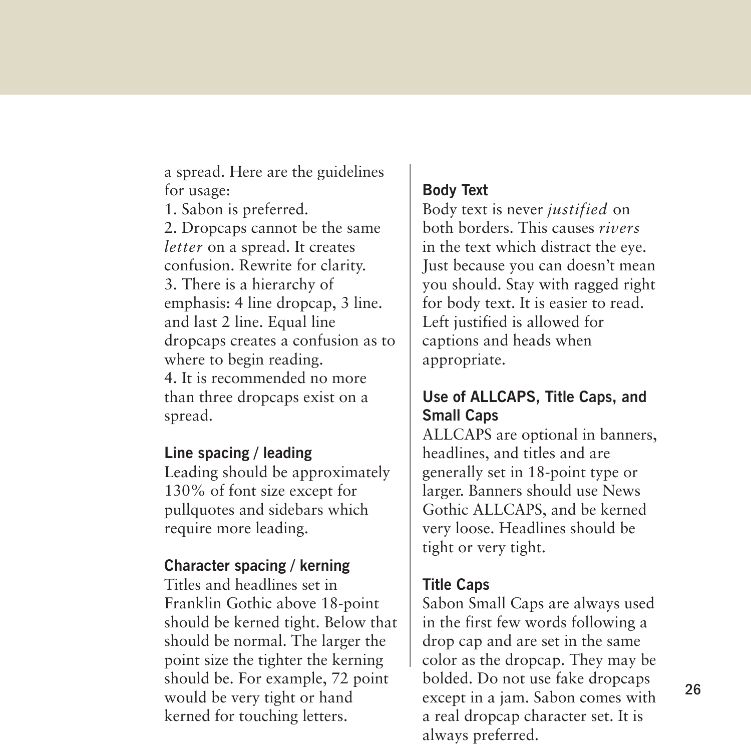a spread. Here are the guidelines for usage:

1. Sabon is preferred.
2. Dropcaps cannot be the same *letter* on a spread. It creates confusion. Rewrite for clarity.
3. There is a hierarchy of emphasis: 4 line dropcap, 3 line. and last 2 line. Equal line dropcaps creates a confusion as to where to begin reading.
4. It is recommended no more than three dropcaps exist on a spread.

### Line spacing / leading

Leading should be approximately 130% of font size except for pullquotes and sidebars which require more leading.

### Character spacing / kerning

Titles and headlines set in Franklin Gothic above 18-point should be kerned tight. Below that should be normal. The larger the point size the tighter the kerning should be. For example, 72 point would be very tight or hand kerned for touching letters.

### Body Text

Body text is never *justified* on both borders. This causes *rivers* in the text which distract the eye. Just because you can doesn't mean you should. Stay with ragged right for body text. It is easier to read. Left justified is allowed for captions and heads when appropriate.

### Use of ALLCAPS, Title Caps, and Small Caps

ALLCAPS are optional in banners, headlines, and titles and are generally set in 18-point type or larger. Banners should use News Gothic ALLCAPS, and be kerned very loose. Headlines should be tight or very tight.

### Title Caps

Sabon Small Caps are always used in the first few words following a drop cap and are set in the same color as the dropcap. They may be bolded. Do not use fake dropcaps except in a jam. Sabon comes with a real dropcap character set. It is always preferred.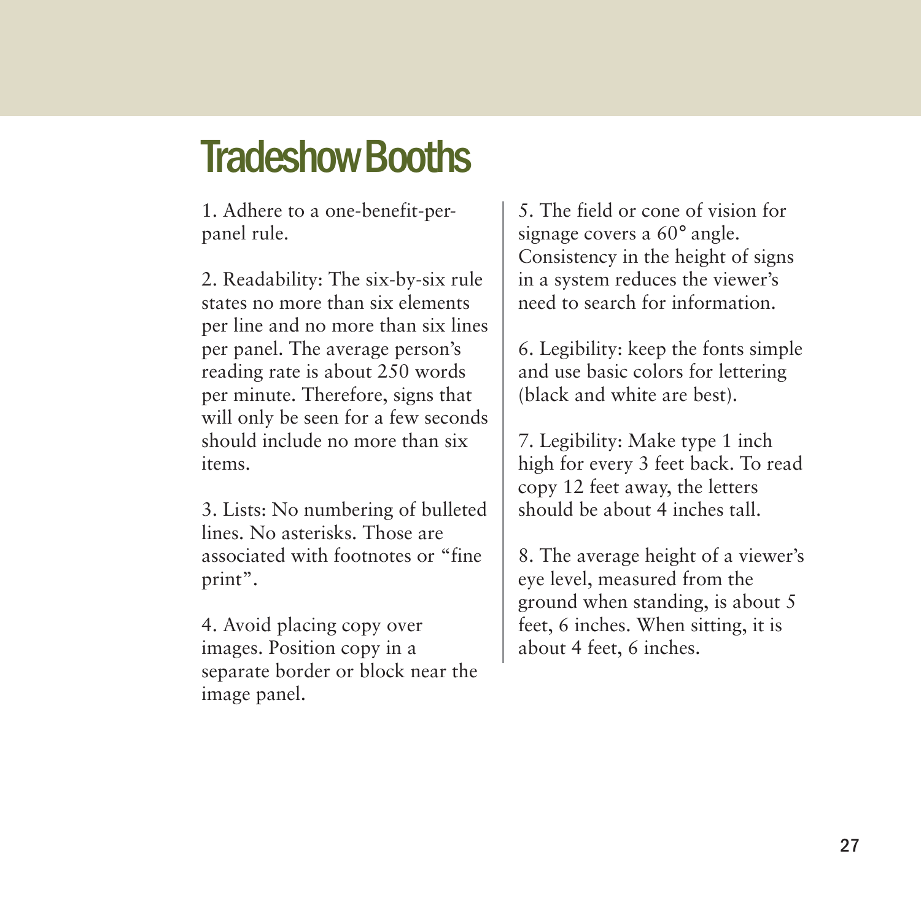# Tradeshow Booths

1. Adhere to a one-benefit-per-panel rule.

2. Readability: The six-by-six rule states no more than six elements per line and no more than six lines per panel. The average person's reading rate is about 250 words per minute. Therefore, signs that will only be seen for a few seconds should include no more than six items.

3. Lists: No numbering of bulleted lines. No asterisks. Those are associated with footnotes or "fine print".

4. Avoid placing copy over images. Position copy in a separate border or block near the image panel.

5. The field or cone of vision for signage covers a 60° angle. Consistency in the height of signs in a system reduces the viewer's need to search for information.

6. Legibility: keep the fonts simple and use basic colors for lettering (black and white are best).

7. Legibility: Make type 1 inch high for every 3 feet back. To read copy 12 feet away, the letters should be about 4 inches tall.

8. The average height of a viewer's eye level, measured from the ground when standing, is about 5 feet, 6 inches. When sitting, it is about 4 feet, 6 inches.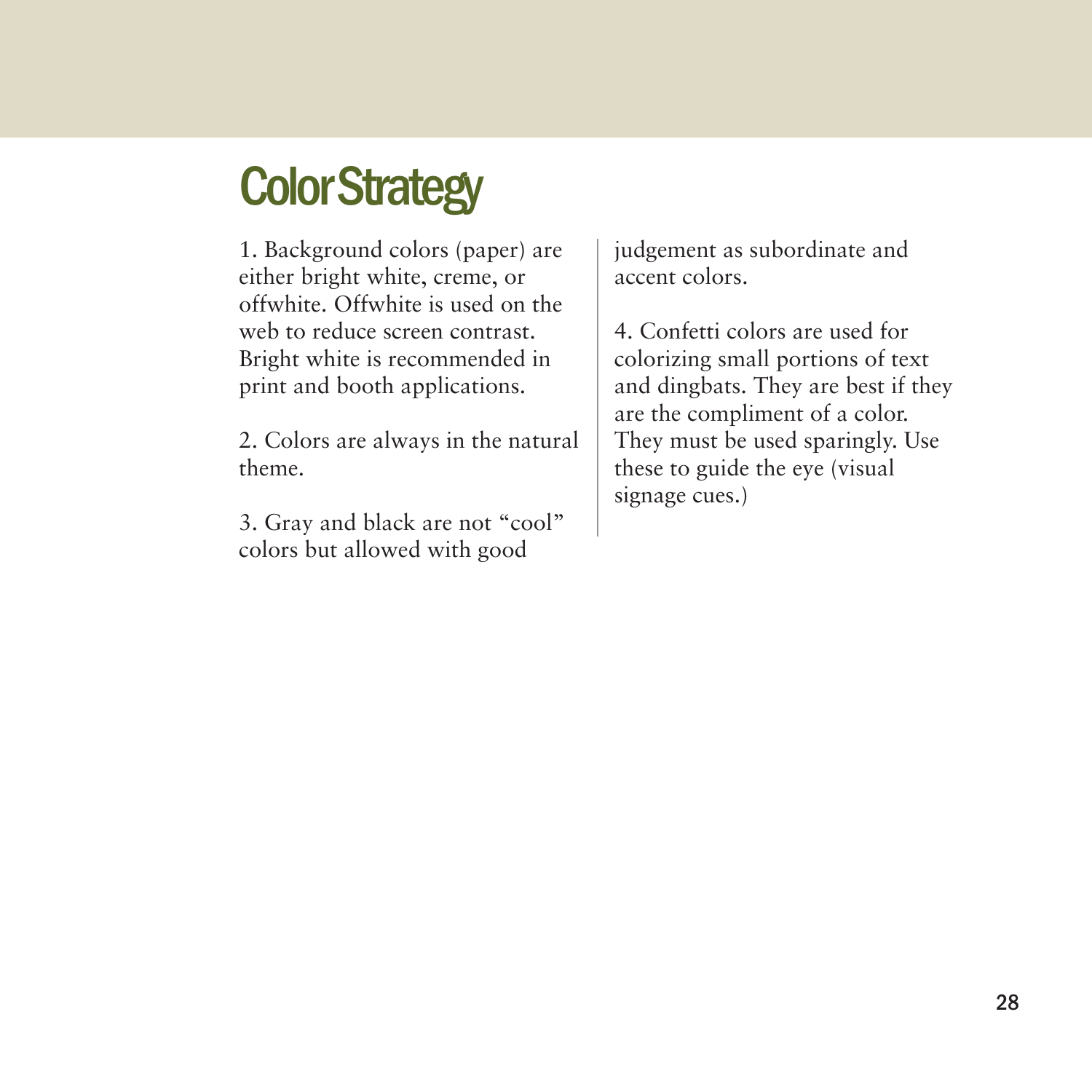# Color Strategy

1. Background colors (paper) are either bright white, creme, or offwhite. Offwhite is used on the web to reduce screen contrast. Bright white is recommended in print and booth applications.

2. Colors are always in the natural theme.

3. Gray and black are not "cool" colors but allowed with good judgement as subordinate and accent colors.

4. Confetti colors are used for colorizing small portions of text and dingbats. They are best if they are the compliment of a color. They must be used sparingly. Use these to guide the eye (visual signage cues.)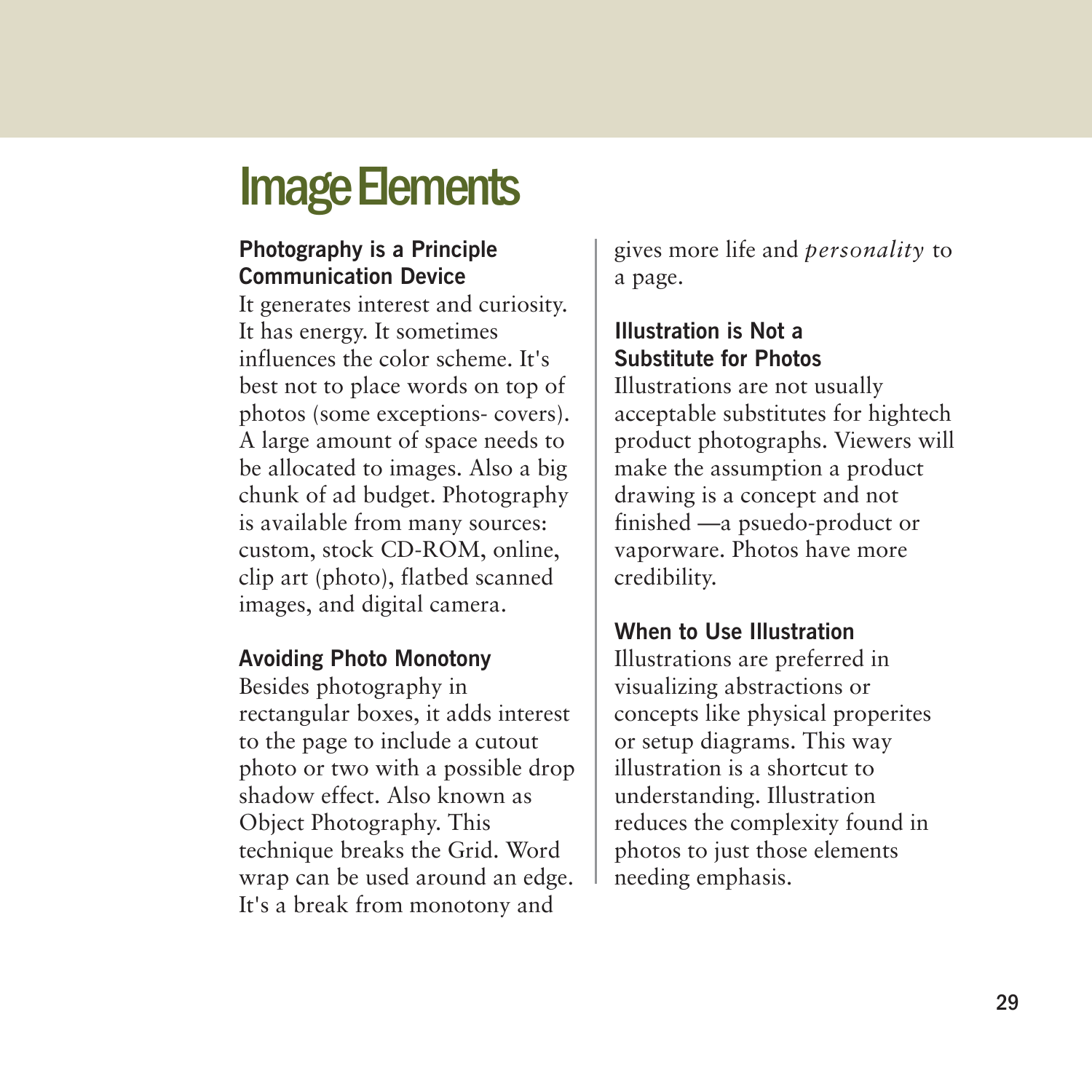# Image Elements

### Photography is a Principle Communication Device

It generates interest and curiosity. It has energy. It sometimes influences the color scheme. It's best not to place words on top of photos (some exceptions- covers). A large amount of space needs to be allocated to images. Also a big chunk of ad budget. Photography is available from many sources: custom, stock CD-ROM, online, clip art (photo), flatbed scanned images, and digital camera.

### Avoiding Photo Monotony

Besides photography in rectangular boxes, it adds interest to the page to include a cutout photo or two with a possible drop shadow effect. Also known as Object Photography. This technique breaks the Grid. Word wrap can be used around an edge. It's a break from monotony and gives more life and *personality* to a page.

### Illustration is Not a Substitute for Photos

Illustrations are not usually acceptable substitutes for hightech product photographs. Viewers will make the assumption a product drawing is a concept and not finished —a psuedo-product or vaporware. Photos have more credibility.

### When to Use Illustration

Illustrations are preferred in visualizing abstractions or concepts like physical properites or setup diagrams. This way illustration is a shortcut to understanding. Illustration reduces the complexity found in photos to just those elements needing emphasis.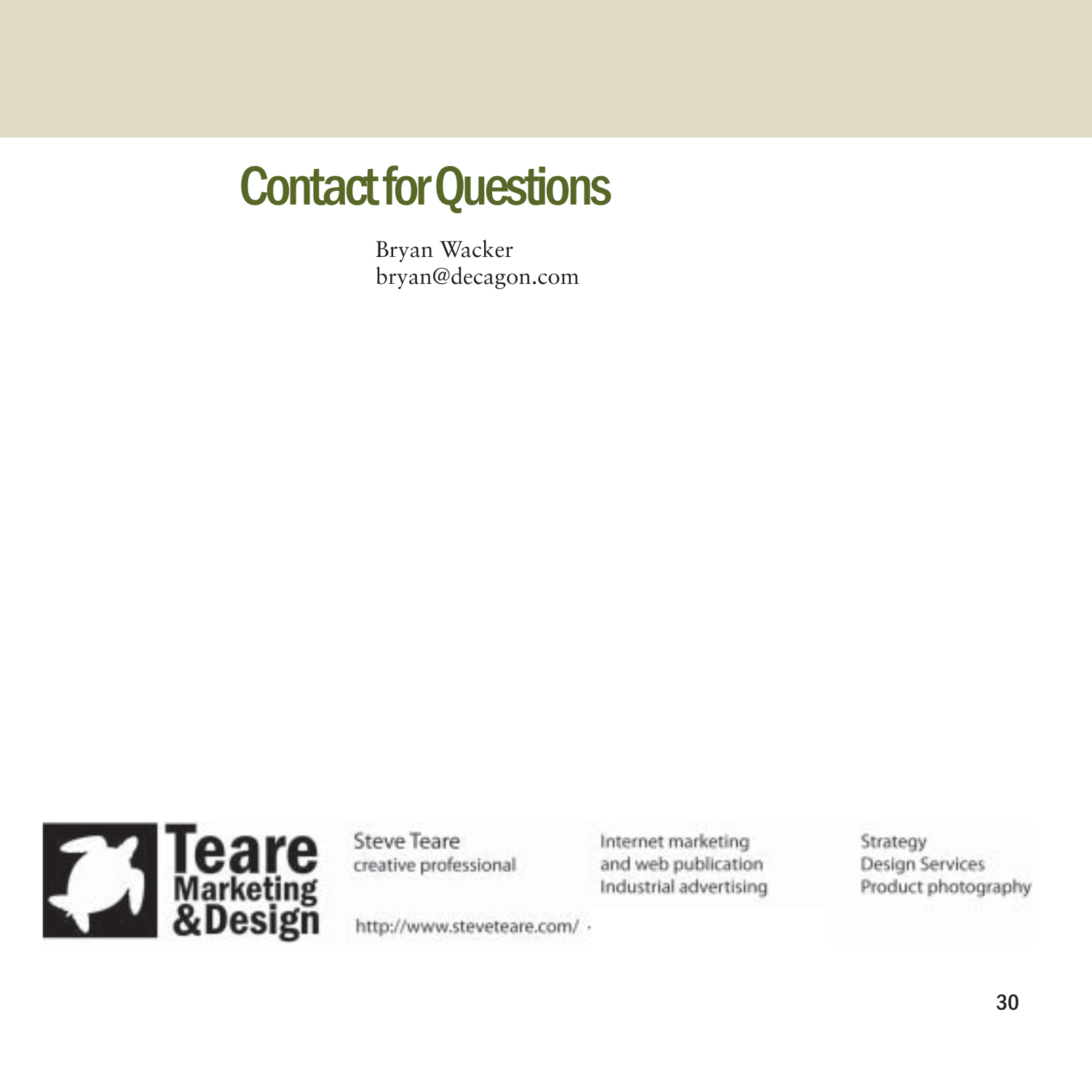# Contact for Questions

Bryan Wacker
bryan@decagon.com

Teare Marketing & Design

Steve Teare
creative professional

Internet marketing
and web publication
Industrial advertising

Strategy
Design Services
Product photography

http://www.steveteare.com/